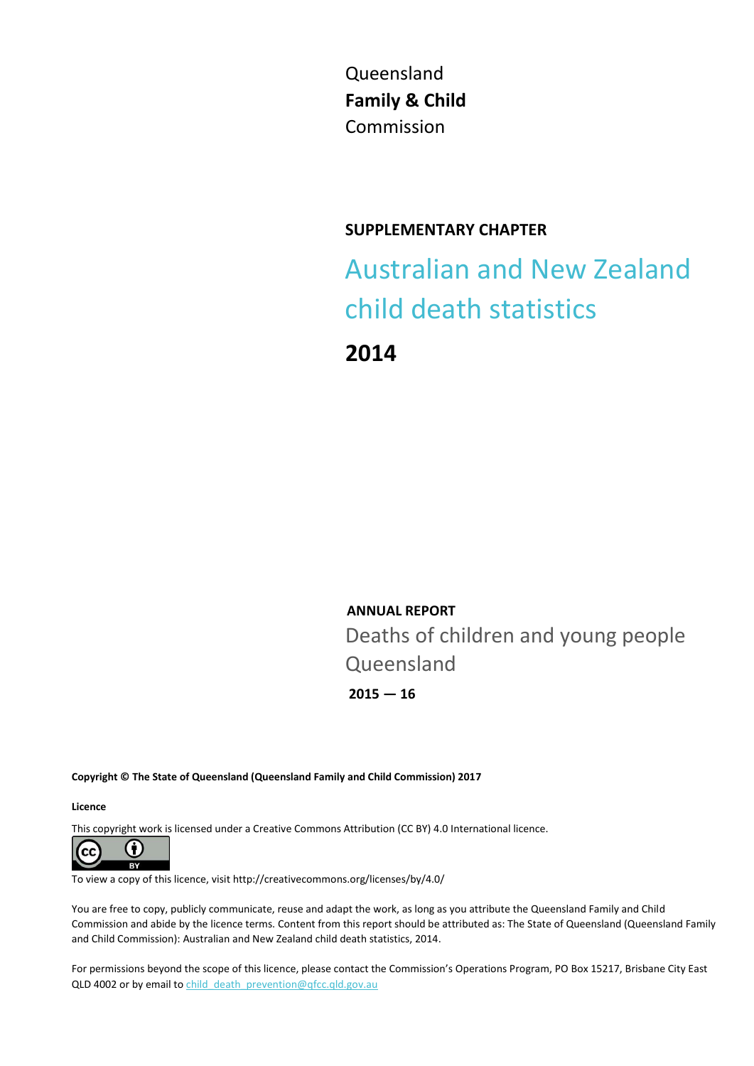Queensland
**Family & Child**
Commission

**SUPPLEMENTARY CHAPTER**

# Australian and New Zealand child death statistics

## 2014

**ANNUAL REPORT**

Deaths of children and young people Queensland

**2015 — 16**

**Copyright © The State of Queensland (Queensland Family and Child Commission) 2017**

**Licence**

This copyright work is licensed under a Creative Commons Attribution (CC BY) 4.0 International licence.

To view a copy of this licence, visit http://creativecommons.org/licenses/by/4.0/

You are free to copy, publicly communicate, reuse and adapt the work, as long as you attribute the Queensland Family and Child Commission and abide by the licence terms. Content from this report should be attributed as: The State of Queensland (Queensland Family and Child Commission): Australian and New Zealand child death statistics, 2014.

For permissions beyond the scope of this licence, please contact the Commission's Operations Program, PO Box 15217, Brisbane City East QLD 4002 or by email to child_death_prevention@qfcc.qld.gov.au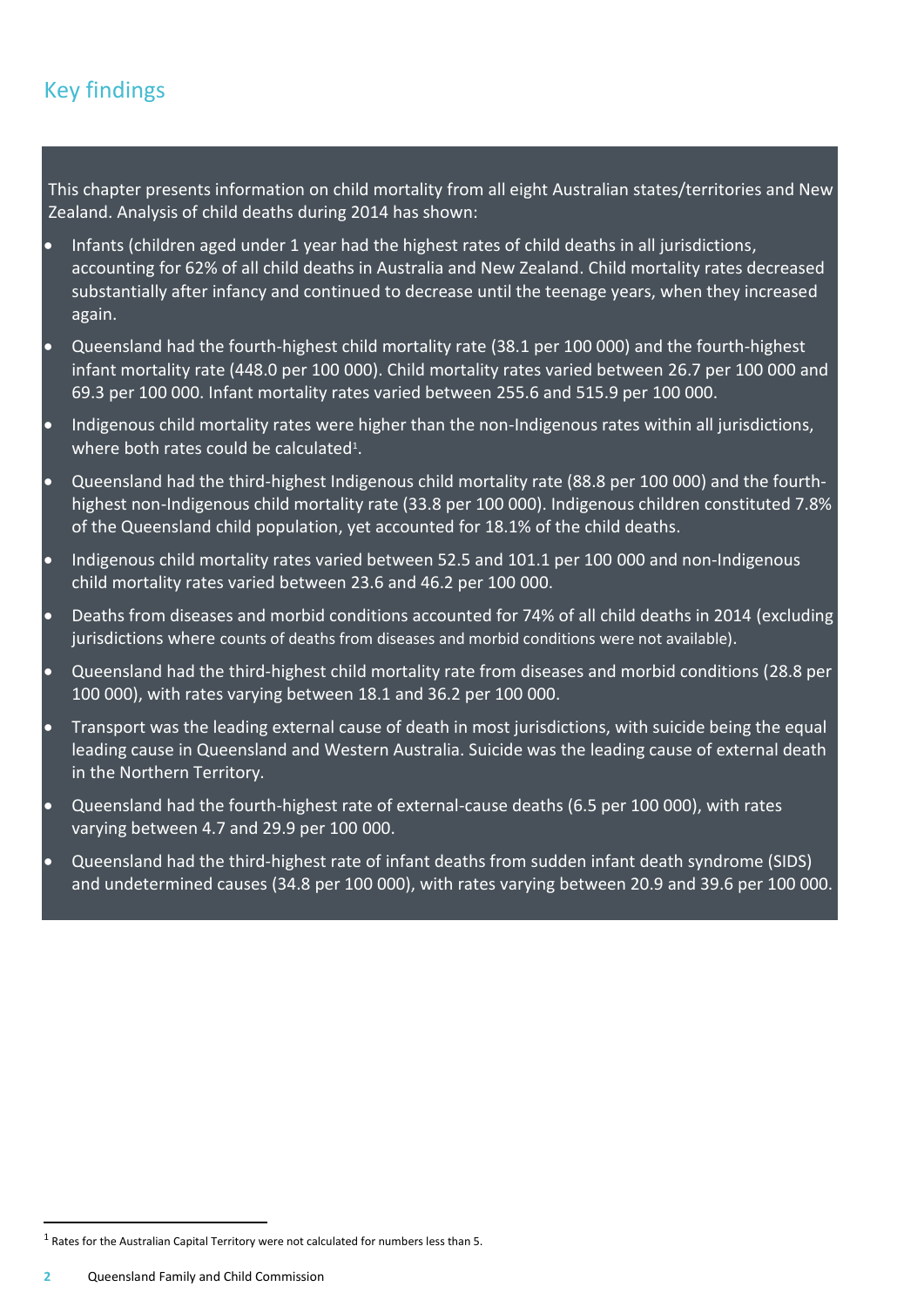## Key findings

This chapter presents information on child mortality from all eight Australian states/territories and New Zealand. Analysis of child deaths during 2014 has shown:

- Infants (children aged under 1 year had the highest rates of child deaths in all jurisdictions, accounting for 62% of all child deaths in Australia and New Zealand. Child mortality rates decreased substantially after infancy and continued to decrease until the teenage years, when they increased again.
- Queensland had the fourth-highest child mortality rate (38.1 per 100 000) and the fourth-highest infant mortality rate (448.0 per 100 000). Child mortality rates varied between 26.7 per 100 000 and 69.3 per 100 000. Infant mortality rates varied between 255.6 and 515.9 per 100 000.
- Indigenous child mortality rates were higher than the non-Indigenous rates within all jurisdictions, where both rates could be calculated[1].
- Queensland had the third-highest Indigenous child mortality rate (88.8 per 100 000) and the fourth-highest non-Indigenous child mortality rate (33.8 per 100 000). Indigenous children constituted 7.8% of the Queensland child population, yet accounted for 18.1% of the child deaths.
- Indigenous child mortality rates varied between 52.5 and 101.1 per 100 000 and non-Indigenous child mortality rates varied between 23.6 and 46.2 per 100 000.
- Deaths from diseases and morbid conditions accounted for 74% of all child deaths in 2014 (excluding jurisdictions where counts of deaths from diseases and morbid conditions were not available).
- Queensland had the third-highest child mortality rate from diseases and morbid conditions (28.8 per 100 000), with rates varying between 18.1 and 36.2 per 100 000.
- Transport was the leading external cause of death in most jurisdictions, with suicide being the equal leading cause in Queensland and Western Australia. Suicide was the leading cause of external death in the Northern Territory.
- Queensland had the fourth-highest rate of external-cause deaths (6.5 per 100 000), with rates varying between 4.7 and 29.9 per 100 000.
- Queensland had the third-highest rate of infant deaths from sudden infant death syndrome (SIDS) and undetermined causes (34.8 per 100 000), with rates varying between 20.9 and 39.6 per 100 000.

[1] Rates for the Australian Capital Territory were not calculated for numbers less than 5.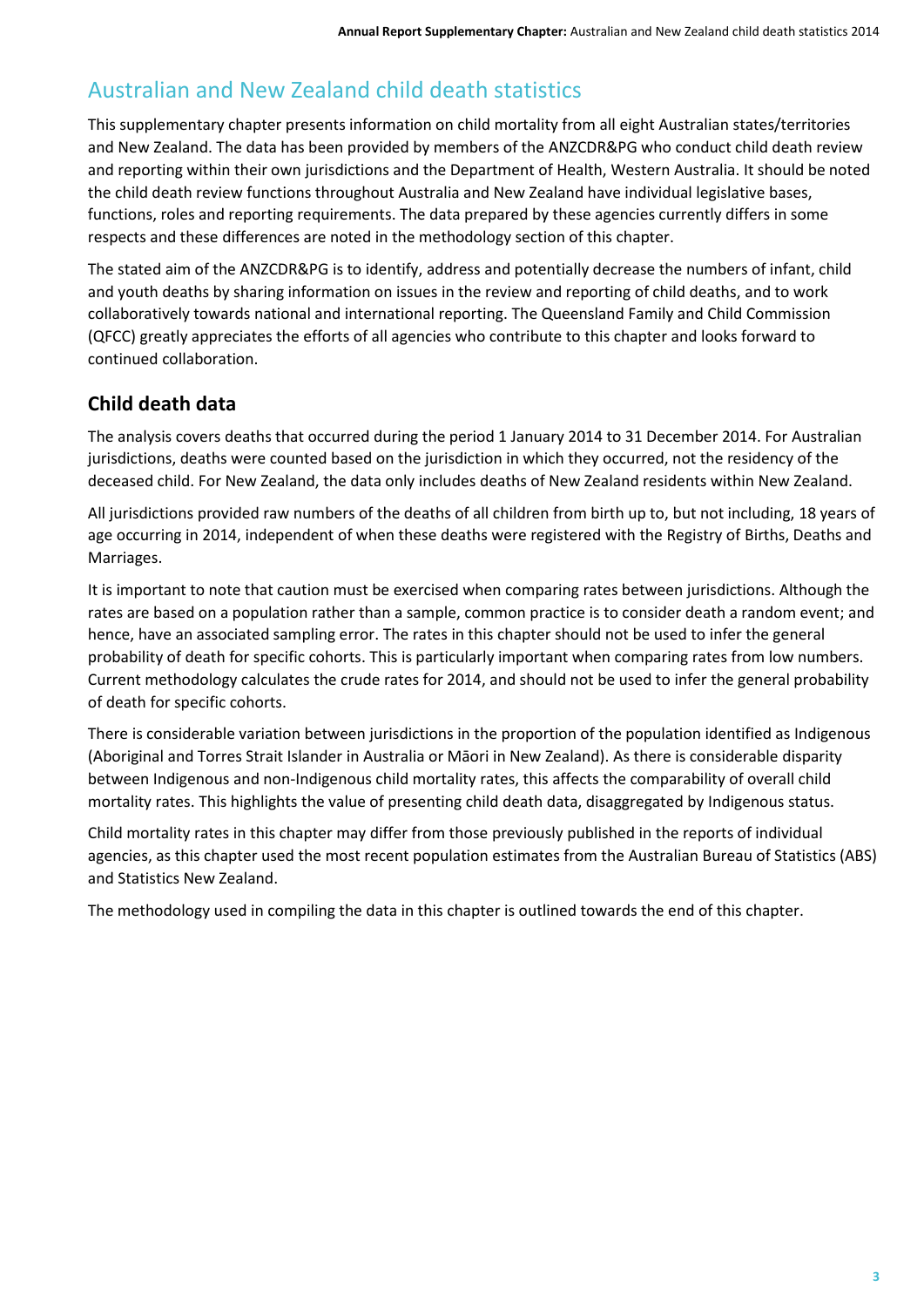# Australian and New Zealand child death statistics

This supplementary chapter presents information on child mortality from all eight Australian states/territories and New Zealand. The data has been provided by members of the ANZCDR&PG who conduct child death review and reporting within their own jurisdictions and the Department of Health, Western Australia. It should be noted the child death review functions throughout Australia and New Zealand have individual legislative bases, functions, roles and reporting requirements. The data prepared by these agencies currently differs in some respects and these differences are noted in the methodology section of this chapter.

The stated aim of the ANZCDR&PG is to identify, address and potentially decrease the numbers of infant, child and youth deaths by sharing information on issues in the review and reporting of child deaths, and to work collaboratively towards national and international reporting. The Queensland Family and Child Commission (QFCC) greatly appreciates the efforts of all agencies who contribute to this chapter and looks forward to continued collaboration.

## Child death data

The analysis covers deaths that occurred during the period 1 January 2014 to 31 December 2014. For Australian jurisdictions, deaths were counted based on the jurisdiction in which they occurred, not the residency of the deceased child. For New Zealand, the data only includes deaths of New Zealand residents within New Zealand.

All jurisdictions provided raw numbers of the deaths of all children from birth up to, but not including, 18 years of age occurring in 2014, independent of when these deaths were registered with the Registry of Births, Deaths and Marriages.

It is important to note that caution must be exercised when comparing rates between jurisdictions. Although the rates are based on a population rather than a sample, common practice is to consider death a random event; and hence, have an associated sampling error. The rates in this chapter should not be used to infer the general probability of death for specific cohorts. This is particularly important when comparing rates from low numbers. Current methodology calculates the crude rates for 2014, and should not be used to infer the general probability of death for specific cohorts.

There is considerable variation between jurisdictions in the proportion of the population identified as Indigenous (Aboriginal and Torres Strait Islander in Australia or Māori in New Zealand). As there is considerable disparity between Indigenous and non-Indigenous child mortality rates, this affects the comparability of overall child mortality rates. This highlights the value of presenting child death data, disaggregated by Indigenous status.

Child mortality rates in this chapter may differ from those previously published in the reports of individual agencies, as this chapter used the most recent population estimates from the Australian Bureau of Statistics (ABS) and Statistics New Zealand.

The methodology used in compiling the data in this chapter is outlined towards the end of this chapter.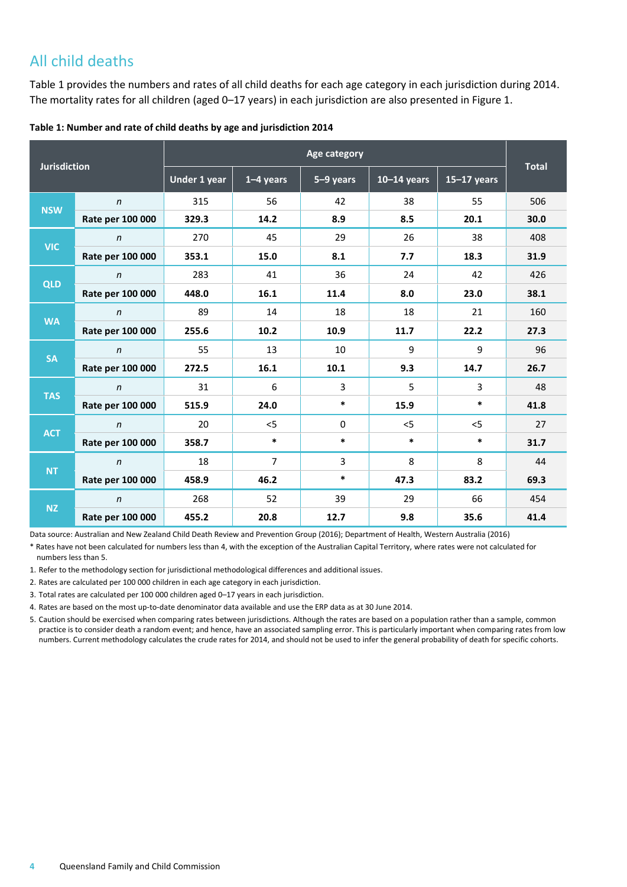## All child deaths

Table 1 provides the numbers and rates of all child deaths for each age category in each jurisdiction during 2014. The mortality rates for all children (aged 0–17 years) in each jurisdiction are also presented in Figure 1.

**Table 1: Number and rate of child deaths by age and jurisdiction 2014**

| Jurisdiction | | Age category | | | | | Total |
|---|---|---|---|---|---|---|---|
| | | Under 1 year | 1–4 years | 5–9 years | 10–14 years | 15–17 years | |
| NSW | *n* | 315 | 56 | 42 | 38 | 55 | 506 |
| | Rate per 100 000 | **329.3** | **14.2** | **8.9** | **8.5** | **20.1** | **30.0** |
| VIC | *n* | 270 | 45 | 29 | 26 | 38 | 408 |
| | Rate per 100 000 | **353.1** | **15.0** | **8.1** | **7.7** | **18.3** | **31.9** |
| QLD | *n* | 283 | 41 | 36 | 24 | 42 | 426 |
| | Rate per 100 000 | **448.0** | **16.1** | **11.4** | **8.0** | **23.0** | **38.1** |
| WA | *n* | 89 | 14 | 18 | 18 | 21 | 160 |
| | Rate per 100 000 | **255.6** | **10.2** | **10.9** | **11.7** | **22.2** | **27.3** |
| SA | *n* | 55 | 13 | 10 | 9 | 9 | 96 |
| | Rate per 100 000 | **272.5** | **16.1** | **10.1** | **9.3** | **14.7** | **26.7** |
| TAS | *n* | 31 | 6 | 3 | 5 | 3 | 48 |
| | Rate per 100 000 | **515.9** | **24.0** | * | **15.9** | * | **41.8** |
| ACT | *n* | 20 | <5 | 0 | <5 | <5 | 27 |
| | Rate per 100 000 | **358.7** | * | * | * | * | **31.7** |
| NT | *n* | 18 | 7 | 3 | 8 | 8 | 44 |
| | Rate per 100 000 | **458.9** | **46.2** | * | **47.3** | **83.2** | **69.3** |
| NZ | *n* | 268 | 52 | 39 | 29 | 66 | 454 |
| | Rate per 100 000 | **455.2** | **20.8** | **12.7** | **9.8** | **35.6** | **41.4** |

Data source: Australian and New Zealand Child Death Review and Prevention Group (2016); Department of Health, Western Australia (2016)

* Rates have not been calculated for numbers less than 4, with the exception of the Australian Capital Territory, where rates were not calculated for numbers less than 5.

1. Refer to the methodology section for jurisdictional methodological differences and additional issues.
2. Rates are calculated per 100 000 children in each age category in each jurisdiction.
3. Total rates are calculated per 100 000 children aged 0–17 years in each jurisdiction.
4. Rates are based on the most up-to-date denominator data available and use the ERP data as at 30 June 2014.
5. Caution should be exercised when comparing rates between jurisdictions. Although the rates are based on a population rather than a sample, common practice is to consider death a random event; and hence, have an associated sampling error. This is particularly important when comparing rates from low numbers. Current methodology calculates the crude rates for 2014, and should not be used to infer the general probability of death for specific cohorts.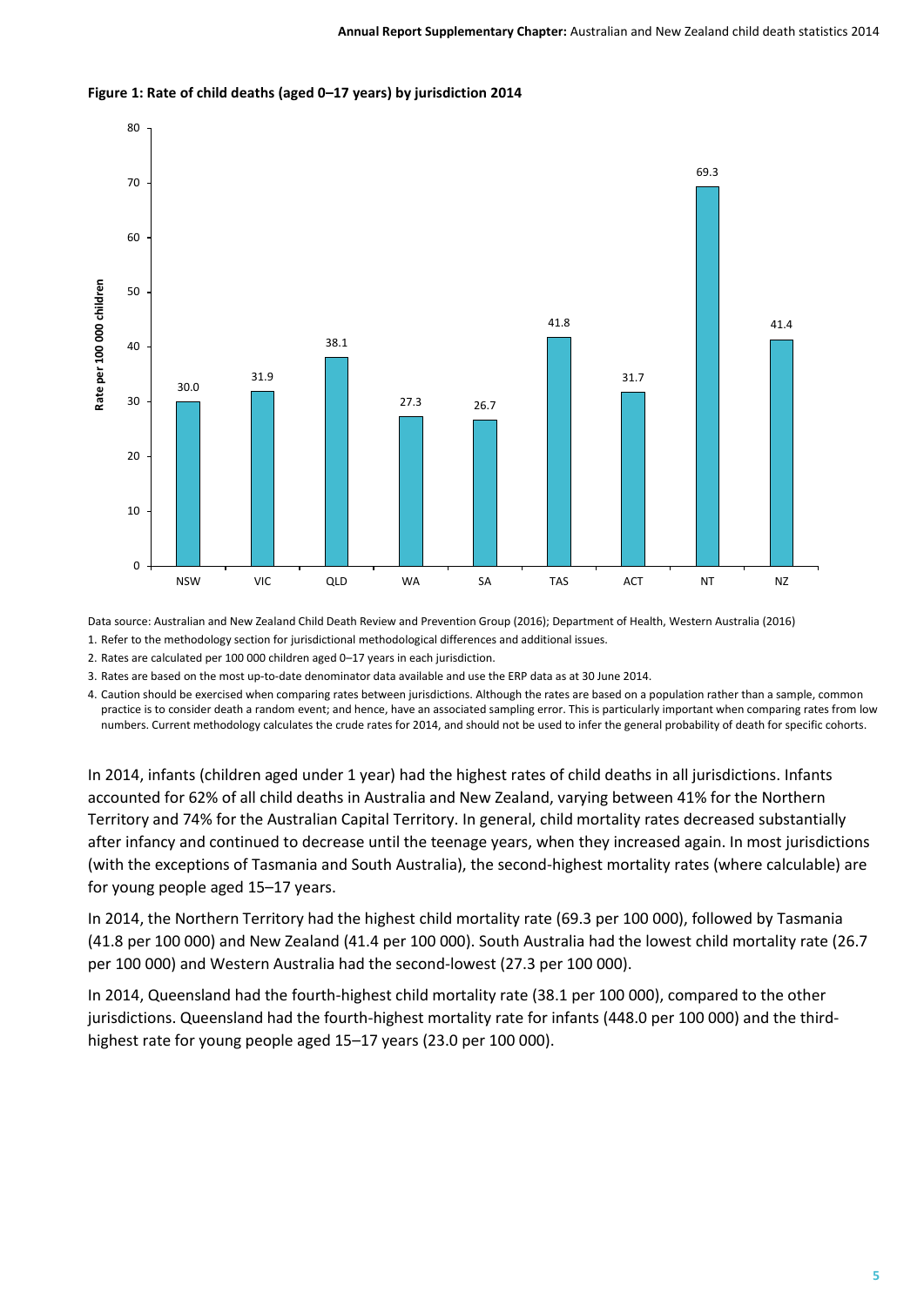**Figure 1: Rate of child deaths (aged 0–17 years) by jurisdiction 2014**

| Jurisdiction | Rate per 100 000 children |
|---|---|
| NSW | 30.0 |
| VIC | 31.9 |
| QLD | 38.1 |
| WA | 27.3 |
| SA | 26.7 |
| TAS | 41.8 |
| ACT | 31.7 |
| NT | 69.3 |
| NZ | 41.4 |

Data source: Australian and New Zealand Child Death Review and Prevention Group (2016); Department of Health, Western Australia (2016)

1. Refer to the methodology section for jurisdictional methodological differences and additional issues.
2. Rates are calculated per 100 000 children aged 0–17 years in each jurisdiction.
3. Rates are based on the most up-to-date denominator data available and use the ERP data as at 30 June 2014.
4. Caution should be exercised when comparing rates between jurisdictions. Although the rates are based on a population rather than a sample, common practice is to consider death a random event; and hence, have an associated sampling error. This is particularly important when comparing rates from low numbers. Current methodology calculates the crude rates for 2014, and should not be used to infer the general probability of death for specific cohorts.

In 2014, infants (children aged under 1 year) had the highest rates of child deaths in all jurisdictions. Infants accounted for 62% of all child deaths in Australia and New Zealand, varying between 41% for the Northern Territory and 74% for the Australian Capital Territory. In general, child mortality rates decreased substantially after infancy and continued to decrease until the teenage years, when they increased again. In most jurisdictions (with the exceptions of Tasmania and South Australia), the second-highest mortality rates (where calculable) are for young people aged 15–17 years.

In 2014, the Northern Territory had the highest child mortality rate (69.3 per 100 000), followed by Tasmania (41.8 per 100 000) and New Zealand (41.4 per 100 000). South Australia had the lowest child mortality rate (26.7 per 100 000) and Western Australia had the second-lowest (27.3 per 100 000).

In 2014, Queensland had the fourth-highest child mortality rate (38.1 per 100 000), compared to the other jurisdictions. Queensland had the fourth-highest mortality rate for infants (448.0 per 100 000) and the third-highest rate for young people aged 15–17 years (23.0 per 100 000).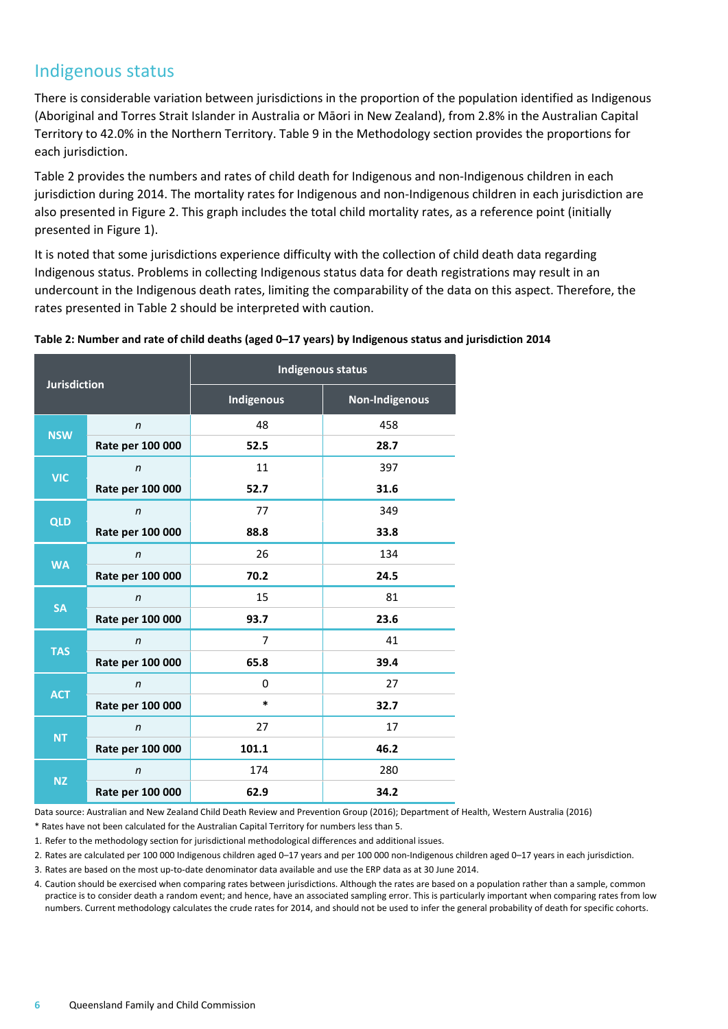## Indigenous status

There is considerable variation between jurisdictions in the proportion of the population identified as Indigenous (Aboriginal and Torres Strait Islander in Australia or Māori in New Zealand), from 2.8% in the Australian Capital Territory to 42.0% in the Northern Territory. Table 9 in the Methodology section provides the proportions for each jurisdiction.

Table 2 provides the numbers and rates of child death for Indigenous and non-Indigenous children in each jurisdiction during 2014. The mortality rates for Indigenous and non-Indigenous children in each jurisdiction are also presented in Figure 2. This graph includes the total child mortality rates, as a reference point (initially presented in Figure 1).

It is noted that some jurisdictions experience difficulty with the collection of child death data regarding Indigenous status. Problems in collecting Indigenous status data for death registrations may result in an undercount in the Indigenous death rates, limiting the comparability of the data on this aspect. Therefore, the rates presented in Table 2 should be interpreted with caution.

**Table 2: Number and rate of child deaths (aged 0–17 years) by Indigenous status and jurisdiction 2014**

| Jurisdiction | | Indigenous status | |
|---|---|---|---|
| | | Indigenous | Non-Indigenous |
| NSW | *n* | 48 | 458 |
| | **Rate per 100 000** | **52.5** | **28.7** |
| VIC | *n* | 11 | 397 |
| | **Rate per 100 000** | **52.7** | **31.6** |
| QLD | *n* | 77 | 349 |
| | **Rate per 100 000** | **88.8** | **33.8** |
| WA | *n* | 26 | 134 |
| | **Rate per 100 000** | **70.2** | **24.5** |
| SA | *n* | 15 | 81 |
| | **Rate per 100 000** | **93.7** | **23.6** |
| TAS | *n* | 7 | 41 |
| | **Rate per 100 000** | **65.8** | **39.4** |
| ACT | *n* | 0 | 27 |
| | **Rate per 100 000** | * | **32.7** |
| NT | *n* | 27 | 17 |
| | **Rate per 100 000** | **101.1** | **46.2** |
| NZ | *n* | 174 | 280 |
| | **Rate per 100 000** | **62.9** | **34.2** |

Data source: Australian and New Zealand Child Death Review and Prevention Group (2016); Department of Health, Western Australia (2016)

* Rates have not been calculated for the Australian Capital Territory for numbers less than 5.

1. Refer to the methodology section for jurisdictional methodological differences and additional issues.
2. Rates are calculated per 100 000 Indigenous children aged 0–17 years and per 100 000 non-Indigenous children aged 0–17 years in each jurisdiction.
3. Rates are based on the most up-to-date denominator data available and use the ERP data as at 30 June 2014.
4. Caution should be exercised when comparing rates between jurisdictions. Although the rates are based on a population rather than a sample, common practice is to consider death a random event; and hence, have an associated sampling error. This is particularly important when comparing rates from low numbers. Current methodology calculates the crude rates for 2014, and should not be used to infer the general probability of death for specific cohorts.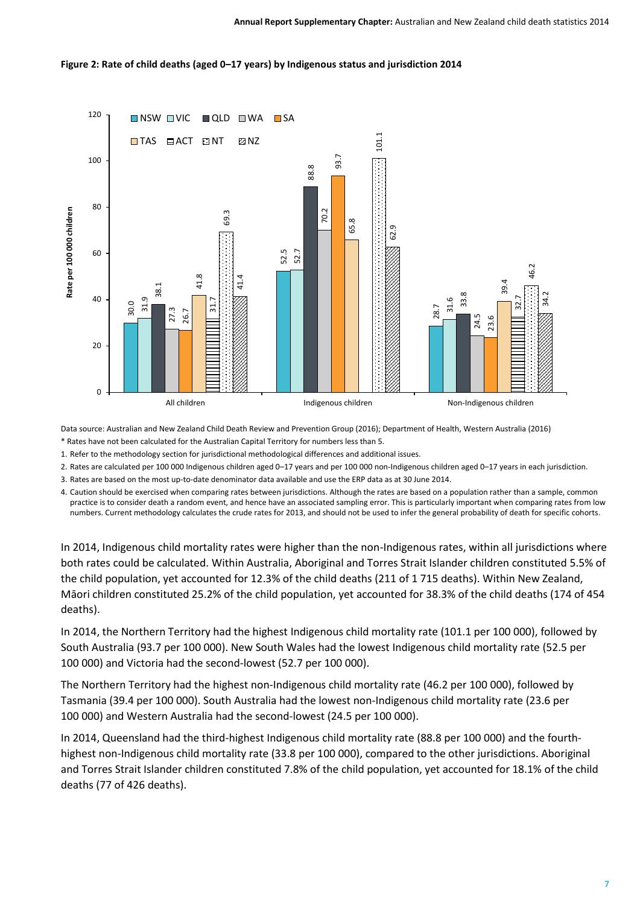**Figure 2: Rate of child deaths (aged 0–17 years) by Indigenous status and jurisdiction 2014**

| | NSW | VIC | QLD | WA | SA | TAS | ACT | NT | NZ |
|---|---|---|---|---|---|---|---|---|---|
| All children | 30.0 | 31.9 | 38.1 | 27.3 | 26.7 | 41.8 | 31.7 | 69.3 | 41.4 |
| Indigenous children | 52.5 | 52.7 | 88.8 | 70.2 | 93.7 | 65.8 | | 101.1 | 62.9 |
| Non-Indigenous children | 28.7 | 31.6 | 33.8 | 24.5 | 23.6 | 39.4 | 32.7 | 46.2 | 34.2 |

Rate per 100 000 children

Data source: Australian and New Zealand Child Death Review and Prevention Group (2016); Department of Health, Western Australia (2016)

\* Rates have not been calculated for the Australian Capital Territory for numbers less than 5.

1. Refer to the methodology section for jurisdictional methodological differences and additional issues.
2. Rates are calculated per 100 000 Indigenous children aged 0–17 years and per 100 000 non-Indigenous children aged 0–17 years in each jurisdiction.
3. Rates are based on the most up-to-date denominator data available and use the ERP data as at 30 June 2014.
4. Caution should be exercised when comparing rates between jurisdictions. Although the rates are based on a population rather than a sample, common practice is to consider death a random event, and hence have an associated sampling error. This is particularly important when comparing rates from low numbers. Current methodology calculates the crude rates for 2013, and should not be used to infer the general probability of death for specific cohorts.

In 2014, Indigenous child mortality rates were higher than the non-Indigenous rates, within all jurisdictions where both rates could be calculated. Within Australia, Aboriginal and Torres Strait Islander children constituted 5.5% of the child population, yet accounted for 12.3% of the child deaths (211 of 1 715 deaths). Within New Zealand, Māori children constituted 25.2% of the child population, yet accounted for 38.3% of the child deaths (174 of 454 deaths).

In 2014, the Northern Territory had the highest Indigenous child mortality rate (101.1 per 100 000), followed by South Australia (93.7 per 100 000). New South Wales had the lowest Indigenous child mortality rate (52.5 per 100 000) and Victoria had the second-lowest (52.7 per 100 000).

The Northern Territory had the highest non-Indigenous child mortality rate (46.2 per 100 000), followed by Tasmania (39.4 per 100 000). South Australia had the lowest non-Indigenous child mortality rate (23.6 per 100 000) and Western Australia had the second-lowest (24.5 per 100 000).

In 2014, Queensland had the third-highest Indigenous child mortality rate (88.8 per 100 000) and the fourth-highest non-Indigenous child mortality rate (33.8 per 100 000), compared to the other jurisdictions. Aboriginal and Torres Strait Islander children constituted 7.8% of the child population, yet accounted for 18.1% of the child deaths (77 of 426 deaths).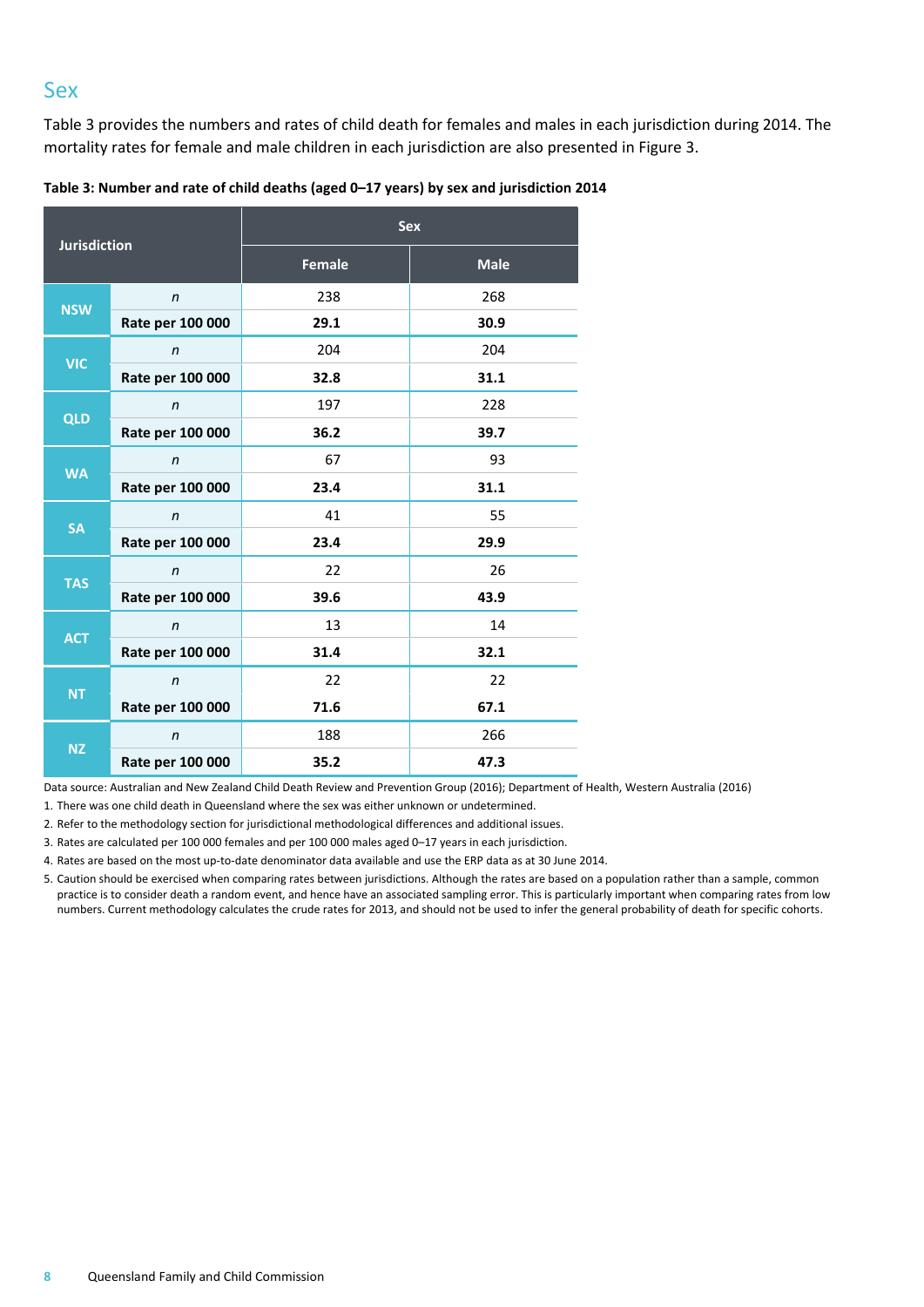## Sex

Table 3 provides the numbers and rates of child death for females and males in each jurisdiction during 2014. The mortality rates for female and male children in each jurisdiction are also presented in Figure 3.

**Table 3: Number and rate of child deaths (aged 0–17 years) by sex and jurisdiction 2014**

| Jurisdiction | | Sex | |
|---|---|---|---|
| | | Female | Male |
| NSW | *n* | 238 | 268 |
| | Rate per 100 000 | **29.1** | **30.9** |
| VIC | *n* | 204 | 204 |
| | Rate per 100 000 | **32.8** | **31.1** |
| QLD | *n* | 197 | 228 |
| | Rate per 100 000 | **36.2** | **39.7** |
| WA | *n* | 67 | 93 |
| | Rate per 100 000 | **23.4** | **31.1** |
| SA | *n* | 41 | 55 |
| | Rate per 100 000 | **23.4** | **29.9** |
| TAS | *n* | 22 | 26 |
| | Rate per 100 000 | **39.6** | **43.9** |
| ACT | *n* | 13 | 14 |
| | Rate per 100 000 | **31.4** | **32.1** |
| NT | *n* | 22 | 22 |
| | Rate per 100 000 | **71.6** | **67.1** |
| NZ | *n* | 188 | 266 |
| | Rate per 100 000 | **35.2** | **47.3** |

Data source: Australian and New Zealand Child Death Review and Prevention Group (2016); Department of Health, Western Australia (2016)

1. There was one child death in Queensland where the sex was either unknown or undetermined.
2. Refer to the methodology section for jurisdictional methodological differences and additional issues.
3. Rates are calculated per 100 000 females and per 100 000 males aged 0–17 years in each jurisdiction.
4. Rates are based on the most up-to-date denominator data available and use the ERP data as at 30 June 2014.
5. Caution should be exercised when comparing rates between jurisdictions. Although the rates are based on a population rather than a sample, common practice is to consider death a random event, and hence have an associated sampling error. This is particularly important when comparing rates from low numbers. Current methodology calculates the crude rates for 2013, and should not be used to infer the general probability of death for specific cohorts.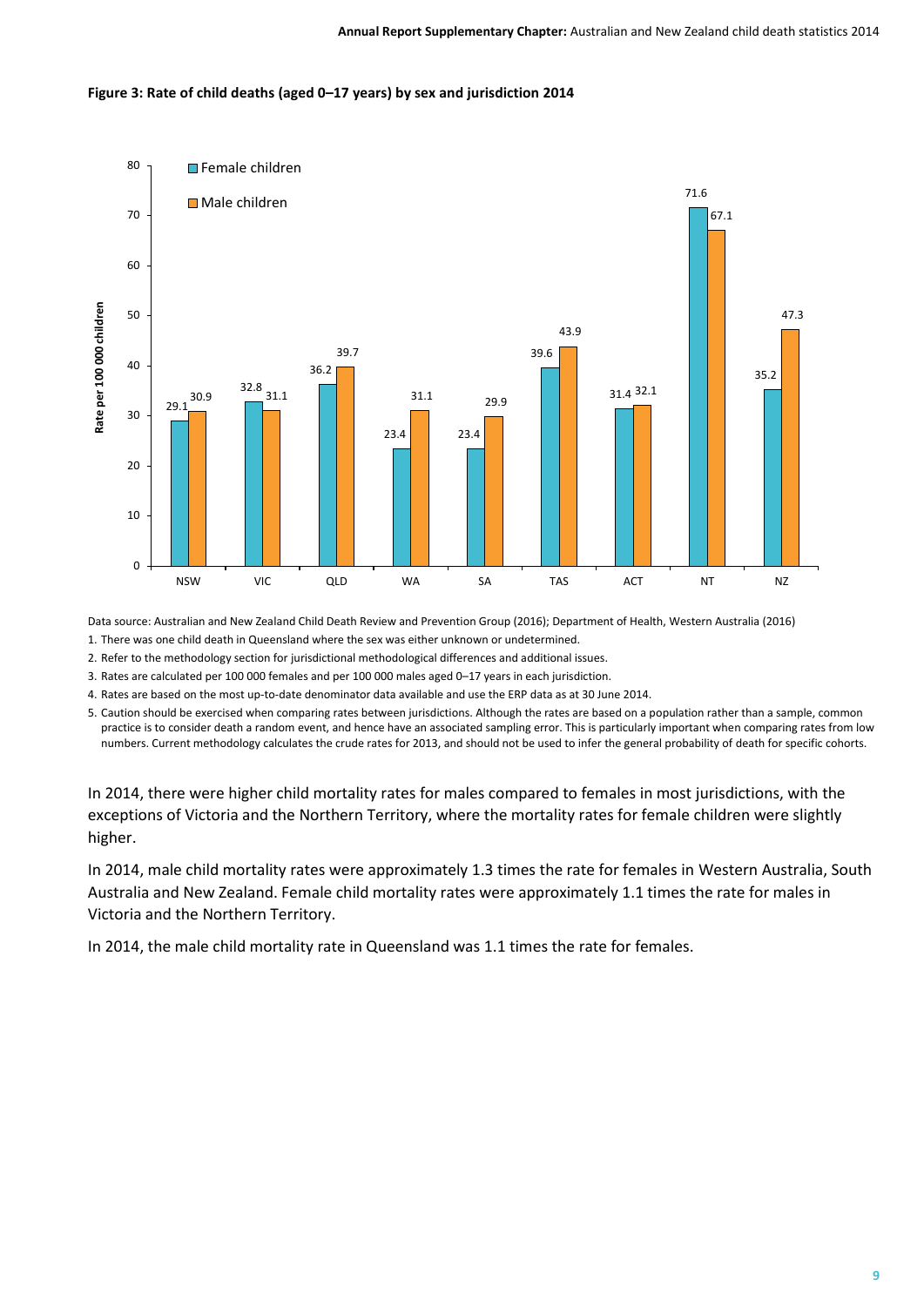**Figure 3: Rate of child deaths (aged 0–17 years) by sex and jurisdiction 2014**

| Jurisdiction | Female children | Male children |
|---|---|---|
| NSW | 29.1 | 30.9 |
| VIC | 32.8 | 31.1 |
| QLD | 36.2 | 39.7 |
| WA | 23.4 | 31.1 |
| SA | 23.4 | 29.9 |
| TAS | 39.6 | 43.9 |
| ACT | 31.4 | 32.1 |
| NT | 71.6 | 67.1 |
| NZ | 35.2 | 47.3 |

Rate per 100 000 children

Data source: Australian and New Zealand Child Death Review and Prevention Group (2016); Department of Health, Western Australia (2016)

1. There was one child death in Queensland where the sex was either unknown or undetermined.
2. Refer to the methodology section for jurisdictional methodological differences and additional issues.
3. Rates are calculated per 100 000 females and per 100 000 males aged 0–17 years in each jurisdiction.
4. Rates are based on the most up-to-date denominator data available and use the ERP data as at 30 June 2014.
5. Caution should be exercised when comparing rates between jurisdictions. Although the rates are based on a population rather than a sample, common practice is to consider death a random event, and hence have an associated sampling error. This is particularly important when comparing rates from low numbers. Current methodology calculates the crude rates for 2013, and should not be used to infer the general probability of death for specific cohorts.

In 2014, there were higher child mortality rates for males compared to females in most jurisdictions, with the exceptions of Victoria and the Northern Territory, where the mortality rates for female children were slightly higher.

In 2014, male child mortality rates were approximately 1.3 times the rate for females in Western Australia, South Australia and New Zealand. Female child mortality rates were approximately 1.1 times the rate for males in Victoria and the Northern Territory.

In 2014, the male child mortality rate in Queensland was 1.1 times the rate for females.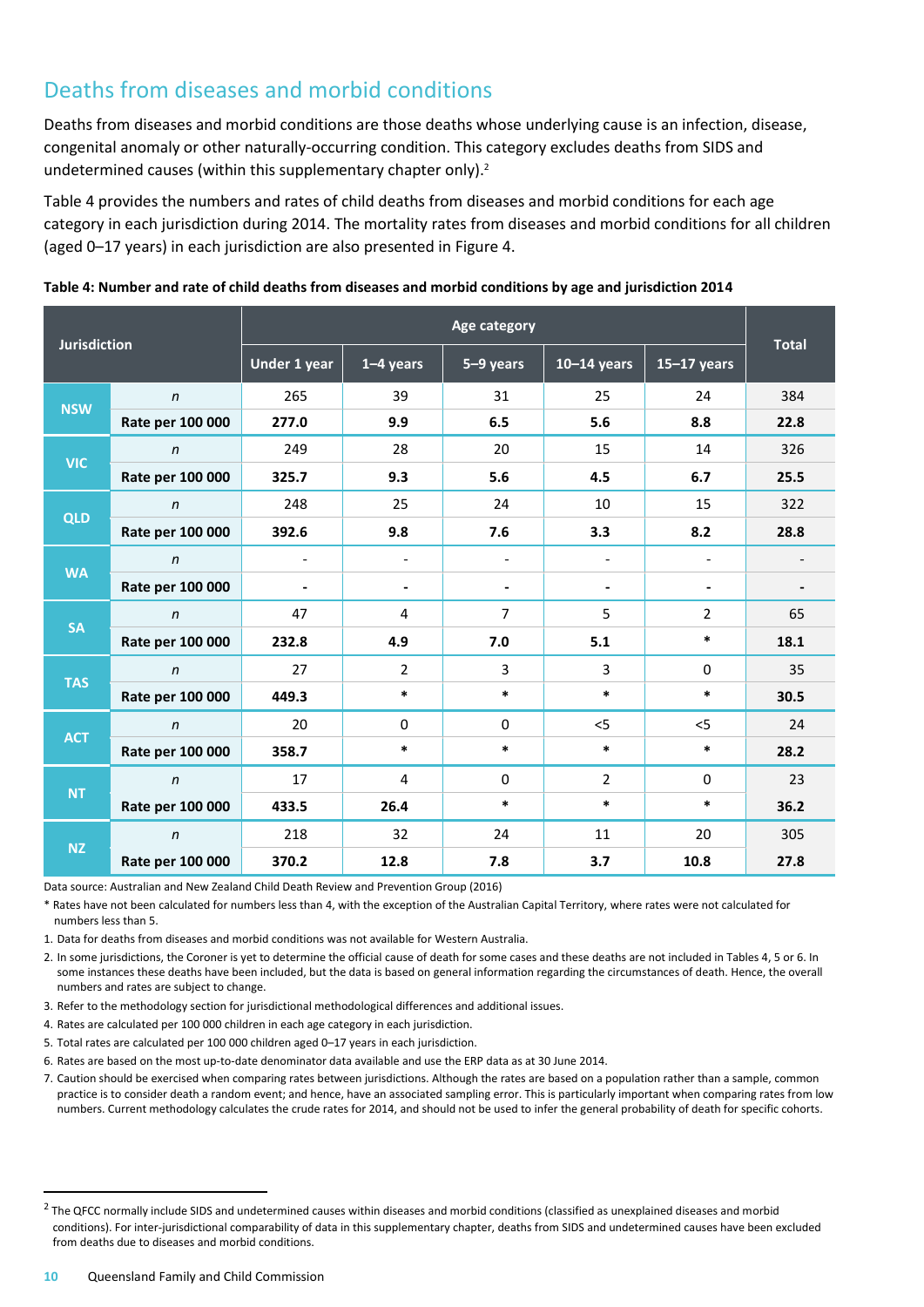## Deaths from diseases and morbid conditions

Deaths from diseases and morbid conditions are those deaths whose underlying cause is an infection, disease, congenital anomaly or other naturally-occurring condition. This category excludes deaths from SIDS and undetermined causes (within this supplementary chapter only).[2]

Table 4 provides the numbers and rates of child deaths from diseases and morbid conditions for each age category in each jurisdiction during 2014. The mortality rates from diseases and morbid conditions for all children (aged 0–17 years) in each jurisdiction are also presented in Figure 4.

**Table 4: Number and rate of child deaths from diseases and morbid conditions by age and jurisdiction 2014**

| Jurisdiction | | Age category | | | | | Total |
|---|---|---|---|---|---|---|---|
| | | Under 1 year | 1–4 years | 5–9 years | 10–14 years | 15–17 years | |
| NSW | *n* | 265 | 39 | 31 | 25 | 24 | 384 |
| | **Rate per 100 000** | **277.0** | **9.9** | **6.5** | **5.6** | **8.8** | **22.8** |
| VIC | *n* | 249 | 28 | 20 | 15 | 14 | 326 |
| | **Rate per 100 000** | **325.7** | **9.3** | **5.6** | **4.5** | **6.7** | **25.5** |
| QLD | *n* | 248 | 25 | 24 | 10 | 15 | 322 |
| | **Rate per 100 000** | **392.6** | **9.8** | **7.6** | **3.3** | **8.2** | **28.8** |
| WA | *n* | - | - | - | - | - | - |
| | **Rate per 100 000** | **-** | **-** | **-** | **-** | **-** | **-** |
| SA | *n* | 47 | 4 | 7 | 5 | 2 | 65 |
| | **Rate per 100 000** | **232.8** | **4.9** | **7.0** | **5.1** | * | **18.1** |
| TAS | *n* | 27 | 2 | 3 | 3 | 0 | 35 |
| | **Rate per 100 000** | **449.3** | * | * | * | * | **30.5** |
| ACT | *n* | 20 | 0 | 0 | <5 | <5 | 24 |
| | **Rate per 100 000** | **358.7** | * | * | * | * | **28.2** |
| NT | *n* | 17 | 4 | 0 | 2 | 0 | 23 |
| | **Rate per 100 000** | **433.5** | **26.4** | * | * | * | **36.2** |
| NZ | *n* | 218 | 32 | 24 | 11 | 20 | 305 |
| | **Rate per 100 000** | **370.2** | **12.8** | **7.8** | **3.7** | **10.8** | **27.8** |

Data source: Australian and New Zealand Child Death Review and Prevention Group (2016)

* Rates have not been calculated for numbers less than 4, with the exception of the Australian Capital Territory, where rates were not calculated for numbers less than 5.

1. Data for deaths from diseases and morbid conditions was not available for Western Australia.
2. In some jurisdictions, the Coroner is yet to determine the official cause of death for some cases and these deaths are not included in Tables 4, 5 or 6. In some instances these deaths have been included, but the data is based on general information regarding the circumstances of death. Hence, the overall numbers and rates are subject to change.
3. Refer to the methodology section for jurisdictional methodological differences and additional issues.
4. Rates are calculated per 100 000 children in each age category in each jurisdiction.
5. Total rates are calculated per 100 000 children aged 0–17 years in each jurisdiction.
6. Rates are based on the most up-to-date denominator data available and use the ERP data as at 30 June 2014.
7. Caution should be exercised when comparing rates between jurisdictions. Although the rates are based on a population rather than a sample, common practice is to consider death a random event; and hence, have an associated sampling error. This is particularly important when comparing rates from low numbers. Current methodology calculates the crude rates for 2014, and should not be used to infer the general probability of death for specific cohorts.

---

[2] The QFCC normally include SIDS and undetermined causes within diseases and morbid conditions (classified as unexplained diseases and morbid conditions). For inter-jurisdictional comparability of data in this supplementary chapter, deaths from SIDS and undetermined causes have been excluded from deaths due to diseases and morbid conditions.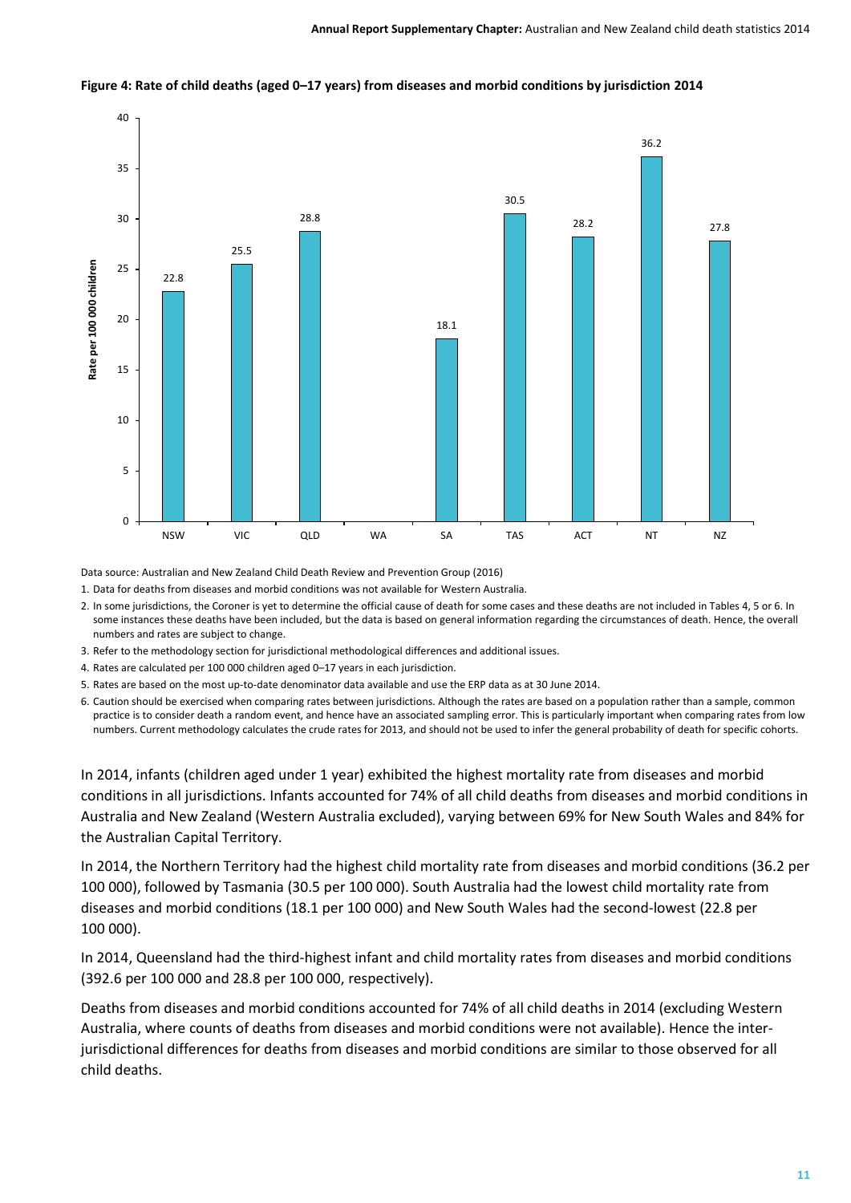**Figure 4: Rate of child deaths (aged 0–17 years) from diseases and morbid conditions by jurisdiction 2014**

| Jurisdiction | Rate per 100 000 children |
| --- | --- |
| NSW | 22.8 |
| VIC | 25.5 |
| QLD | 28.8 |
| WA | |
| SA | 18.1 |
| TAS | 30.5 |
| ACT | 28.2 |
| NT | 36.2 |
| NZ | 27.8 |

Data source: Australian and New Zealand Child Death Review and Prevention Group (2016)

1. Data for deaths from diseases and morbid conditions was not available for Western Australia.
2. In some jurisdictions, the Coroner is yet to determine the official cause of death for some cases and these deaths are not included in Tables 4, 5 or 6. In some instances these deaths have been included, but the data is based on general information regarding the circumstances of death. Hence, the overall numbers and rates are subject to change.
3. Refer to the methodology section for jurisdictional methodological differences and additional issues.
4. Rates are calculated per 100 000 children aged 0–17 years in each jurisdiction.
5. Rates are based on the most up-to-date denominator data available and use the ERP data as at 30 June 2014.
6. Caution should be exercised when comparing rates between jurisdictions. Although the rates are based on a population rather than a sample, common practice is to consider death a random event, and hence have an associated sampling error. This is particularly important when comparing rates from low numbers. Current methodology calculates the crude rates for 2013, and should not be used to infer the general probability of death for specific cohorts.

In 2014, infants (children aged under 1 year) exhibited the highest mortality rate from diseases and morbid conditions in all jurisdictions. Infants accounted for 74% of all child deaths from diseases and morbid conditions in Australia and New Zealand (Western Australia excluded), varying between 69% for New South Wales and 84% for the Australian Capital Territory.

In 2014, the Northern Territory had the highest child mortality rate from diseases and morbid conditions (36.2 per 100 000), followed by Tasmania (30.5 per 100 000). South Australia had the lowest child mortality rate from diseases and morbid conditions (18.1 per 100 000) and New South Wales had the second-lowest (22.8 per 100 000).

In 2014, Queensland had the third-highest infant and child mortality rates from diseases and morbid conditions (392.6 per 100 000 and 28.8 per 100 000, respectively).

Deaths from diseases and morbid conditions accounted for 74% of all child deaths in 2014 (excluding Western Australia, where counts of deaths from diseases and morbid conditions were not available). Hence the inter-jurisdictional differences for deaths from diseases and morbid conditions are similar to those observed for all child deaths.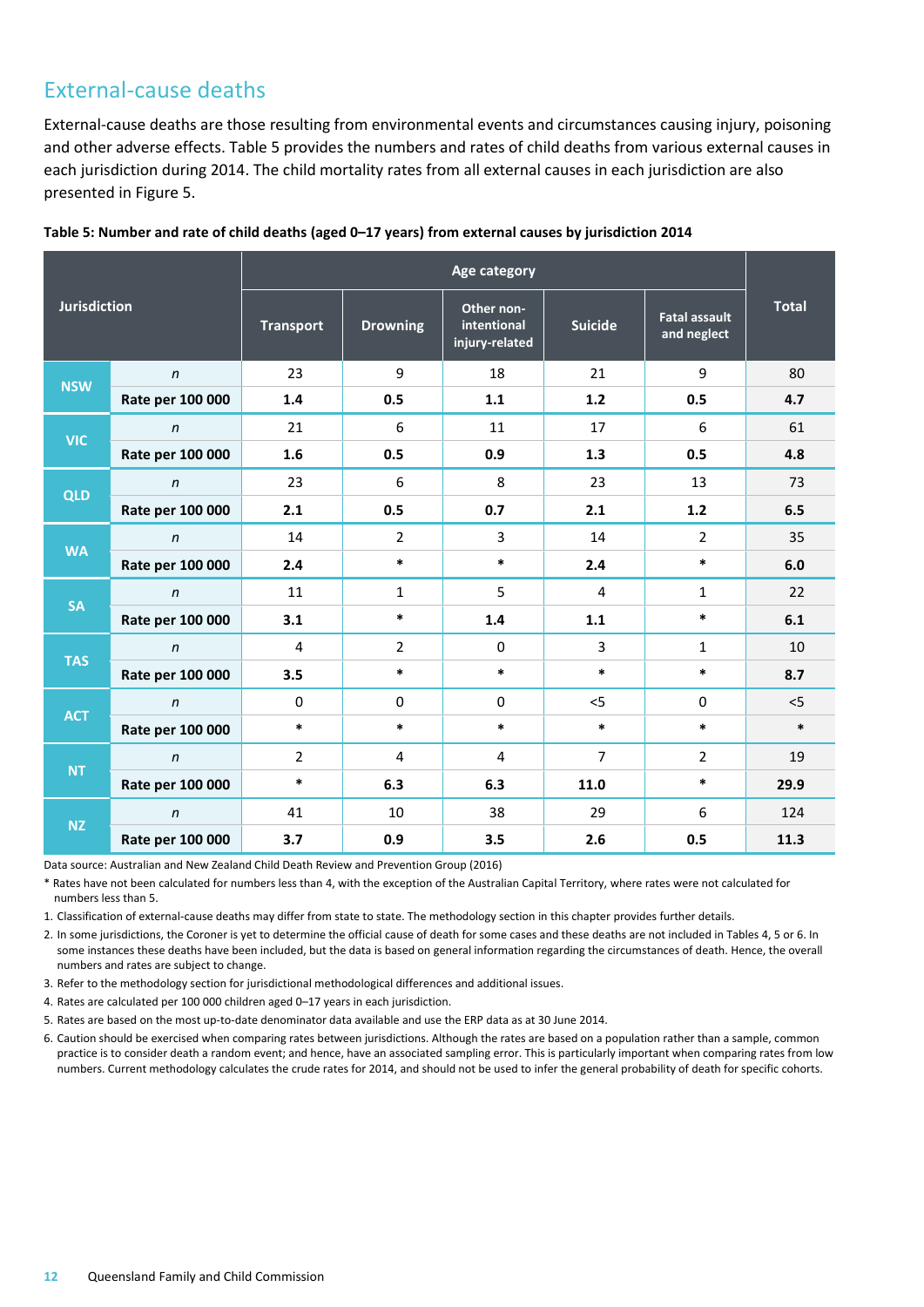## External-cause deaths

External-cause deaths are those resulting from environmental events and circumstances causing injury, poisoning and other adverse effects. Table 5 provides the numbers and rates of child deaths from various external causes in each jurisdiction during 2014. The child mortality rates from all external causes in each jurisdiction are also presented in Figure 5.

**Table 5: Number and rate of child deaths (aged 0–17 years) from external causes by jurisdiction 2014**

| Jurisdiction | | Age category | | | | | Total |
|---|---|---|---|---|---|---|---|
| | | Transport | Drowning | Other non-intentional injury-related | Suicide | Fatal assault and neglect | |
| NSW | *n* | 23 | 9 | 18 | 21 | 9 | 80 |
| | Rate per 100 000 | **1.4** | **0.5** | **1.1** | **1.2** | **0.5** | **4.7** |
| VIC | *n* | 21 | 6 | 11 | 17 | 6 | 61 |
| | Rate per 100 000 | **1.6** | **0.5** | **0.9** | **1.3** | **0.5** | **4.8** |
| QLD | *n* | 23 | 6 | 8 | 23 | 13 | 73 |
| | Rate per 100 000 | **2.1** | **0.5** | **0.7** | **2.1** | **1.2** | **6.5** |
| WA | *n* | 14 | 2 | 3 | 14 | 2 | 35 |
| | Rate per 100 000 | **2.4** | * | * | **2.4** | * | **6.0** |
| SA | *n* | 11 | 1 | 5 | 4 | 1 | 22 |
| | Rate per 100 000 | **3.1** | * | **1.4** | **1.1** | * | **6.1** |
| TAS | *n* | 4 | 2 | 0 | 3 | 1 | 10 |
| | Rate per 100 000 | **3.5** | * | * | * | * | **8.7** |
| ACT | *n* | 0 | 0 | 0 | <5 | 0 | <5 |
| | Rate per 100 000 | * | * | * | * | * | * |
| NT | *n* | 2 | 4 | 4 | 7 | 2 | 19 |
| | Rate per 100 000 | * | **6.3** | **6.3** | **11.0** | * | **29.9** |
| NZ | *n* | 41 | 10 | 38 | 29 | 6 | 124 |
| | Rate per 100 000 | **3.7** | **0.9** | **3.5** | **2.6** | **0.5** | **11.3** |

Data source: Australian and New Zealand Child Death Review and Prevention Group (2016)

* Rates have not been calculated for numbers less than 4, with the exception of the Australian Capital Territory, where rates were not calculated for numbers less than 5.

1. Classification of external-cause deaths may differ from state to state. The methodology section in this chapter provides further details.
2. In some jurisdictions, the Coroner is yet to determine the official cause of death for some cases and these deaths are not included in Tables 4, 5 or 6. In some instances these deaths have been included, but the data is based on general information regarding the circumstances of death. Hence, the overall numbers and rates are subject to change.
3. Refer to the methodology section for jurisdictional methodological differences and additional issues.
4. Rates are calculated per 100 000 children aged 0–17 years in each jurisdiction.
5. Rates are based on the most up-to-date denominator data available and use the ERP data as at 30 June 2014.
6. Caution should be exercised when comparing rates between jurisdictions. Although the rates are based on a population rather than a sample, common practice is to consider death a random event; and hence, have an associated sampling error. This is particularly important when comparing rates from low numbers. Current methodology calculates the crude rates for 2014, and should not be used to infer the general probability of death for specific cohorts.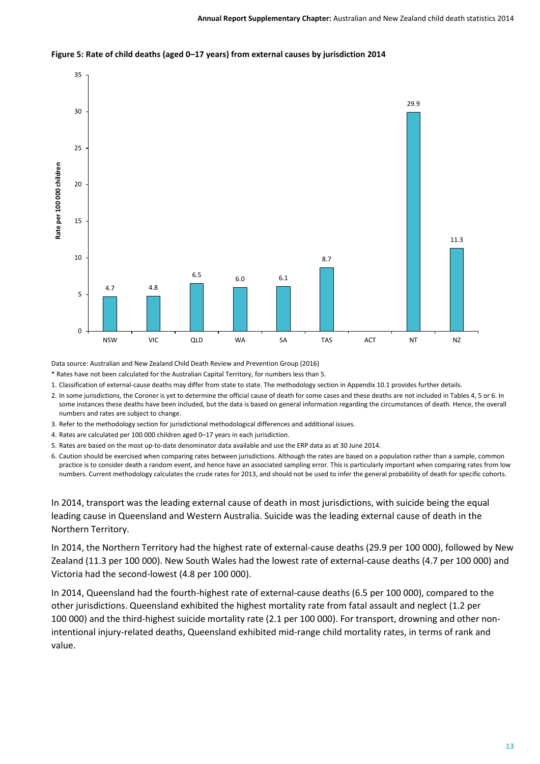**Figure 5: Rate of child deaths (aged 0–17 years) from external causes by jurisdiction 2014**

| Jurisdiction | Rate per 100 000 children |
|---|---|
| NSW | 4.7 |
| VIC | 4.8 |
| QLD | 6.5 |
| WA | 6.0 |
| SA | 6.1 |
| TAS | 8.7 |
| ACT | |
| NT | 29.9 |
| NZ | 11.3 |

Data source: Australian and New Zealand Child Death Review and Prevention Group (2016)

\* Rates have not been calculated for the Australian Capital Territory, for numbers less than 5.

1. Classification of external-cause deaths may differ from state to state. The methodology section in Appendix 10.1 provides further details.
2. In some jurisdictions, the Coroner is yet to determine the official cause of death for some cases and these deaths are not included in Tables 4, 5 or 6. In some instances these deaths have been included, but the data is based on general information regarding the circumstances of death. Hence, the overall numbers and rates are subject to change.
3. Refer to the methodology section for jurisdictional methodological differences and additional issues.
4. Rates are calculated per 100 000 children aged 0–17 years in each jurisdiction.
5. Rates are based on the most up-to-date denominator data available and use the ERP data as at 30 June 2014.
6. Caution should be exercised when comparing rates between jurisdictions. Although the rates are based on a population rather than a sample, common practice is to consider death a random event, and hence have an associated sampling error. This is particularly important when comparing rates from low numbers. Current methodology calculates the crude rates for 2013, and should not be used to infer the general probability of death for specific cohorts.

In 2014, transport was the leading external cause of death in most jurisdictions, with suicide being the equal leading cause in Queensland and Western Australia. Suicide was the leading external cause of death in the Northern Territory.

In 2014, the Northern Territory had the highest rate of external-cause deaths (29.9 per 100 000), followed by New Zealand (11.3 per 100 000). New South Wales had the lowest rate of external-cause deaths (4.7 per 100 000) and Victoria had the second-lowest (4.8 per 100 000).

In 2014, Queensland had the fourth-highest rate of external-cause deaths (6.5 per 100 000), compared to the other jurisdictions. Queensland exhibited the highest mortality rate from fatal assault and neglect (1.2 per 100 000) and the third-highest suicide mortality rate (2.1 per 100 000). For transport, drowning and other non-intentional injury-related deaths, Queensland exhibited mid-range child mortality rates, in terms of rank and value.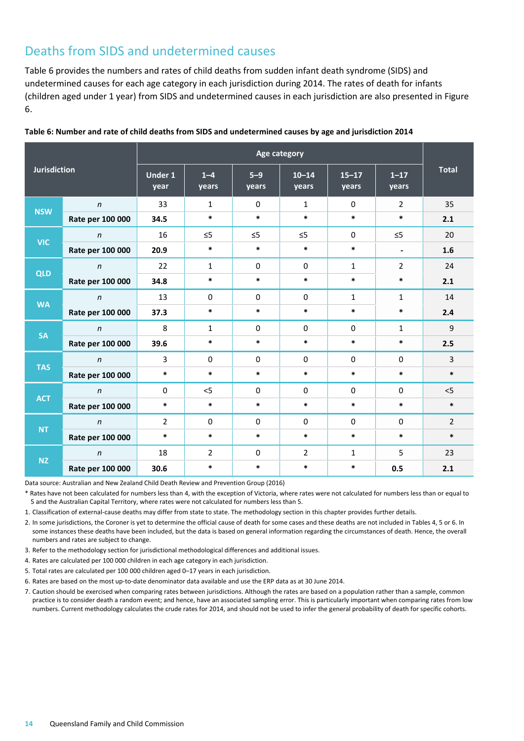## Deaths from SIDS and undetermined causes

Table 6 provides the numbers and rates of child deaths from sudden infant death syndrome (SIDS) and undetermined causes for each age category in each jurisdiction during 2014. The rates of death for infants (children aged under 1 year) from SIDS and undetermined causes in each jurisdiction are also presented in Figure 6.

**Table 6: Number and rate of child deaths from SIDS and undetermined causes by age and jurisdiction 2014**

| Jurisdiction | | Age category | | | | | | Total |
|---|---|---|---|---|---|---|---|---|
| | | Under 1 year | 1–4 years | 5–9 years | 10–14 years | 15–17 years | 1–17 years | |
| **NSW** | *n* | 33 | 1 | 0 | 1 | 0 | 2 | 35 |
| | **Rate per 100 000** | **34.5** | * | * | * | * | * | **2.1** |
| **VIC** | *n* | 16 | ≤5 | ≤5 | ≤5 | 0 | ≤5 | 20 |
| | **Rate per 100 000** | **20.9** | * | * | * | * | - | **1.6** |
| **QLD** | *n* | 22 | 1 | 0 | 0 | 1 | 2 | 24 |
| | **Rate per 100 000** | **34.8** | * | * | * | * | * | **2.1** |
| **WA** | *n* | 13 | 0 | 0 | 0 | 1 | 1 | 14 |
| | **Rate per 100 000** | **37.3** | * | * | * | * | * | **2.4** |
| **SA** | *n* | 8 | 1 | 0 | 0 | 0 | 1 | 9 |
| | **Rate per 100 000** | **39.6** | * | * | * | * | * | **2.5** |
| **TAS** | *n* | 3 | 0 | 0 | 0 | 0 | 0 | 3 |
| | **Rate per 100 000** | * | * | * | * | * | * | * |
| **ACT** | *n* | 0 | <5 | 0 | 0 | 0 | 0 | <5 |
| | **Rate per 100 000** | * | * | * | * | * | * | * |
| **NT** | *n* | 2 | 0 | 0 | 0 | 0 | 0 | 2 |
| | **Rate per 100 000** | * | * | * | * | * | * | * |
| **NZ** | *n* | 18 | 2 | 0 | 2 | 1 | 5 | 23 |
| | **Rate per 100 000** | **30.6** | * | * | * | * | **0.5** | **2.1** |

Data source: Australian and New Zealand Child Death Review and Prevention Group (2016)

* Rates have not been calculated for numbers less than 4, with the exception of Victoria, where rates were not calculated for numbers less than or equal to 5 and the Australian Capital Territory, where rates were not calculated for numbers less than 5.

1. Classification of external-cause deaths may differ from state to state. The methodology section in this chapter provides further details.
2. In some jurisdictions, the Coroner is yet to determine the official cause of death for some cases and these deaths are not included in Tables 4, 5 or 6. In some instances these deaths have been included, but the data is based on general information regarding the circumstances of death. Hence, the overall numbers and rates are subject to change.
3. Refer to the methodology section for jurisdictional methodological differences and additional issues.
4. Rates are calculated per 100 000 children in each age category in each jurisdiction.
5. Total rates are calculated per 100 000 children aged 0–17 years in each jurisdiction.
6. Rates are based on the most up-to-date denominator data available and use the ERP data as at 30 June 2014.
7. Caution should be exercised when comparing rates between jurisdictions. Although the rates are based on a population rather than a sample, common practice is to consider death a random event; and hence, have an associated sampling error. This is particularly important when comparing rates from low numbers. Current methodology calculates the crude rates for 2014, and should not be used to infer the general probability of death for specific cohorts.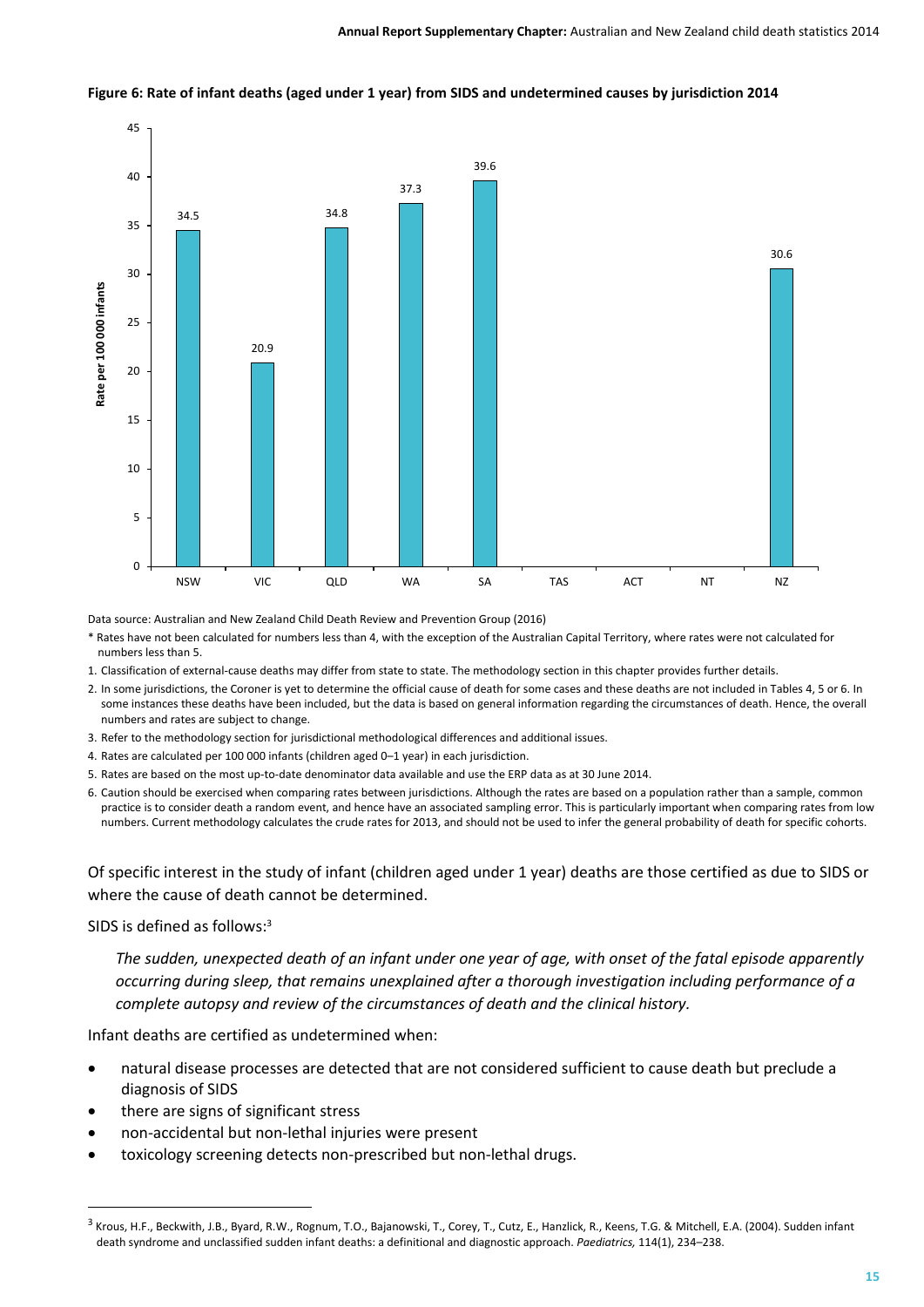**Figure 6: Rate of infant deaths (aged under 1 year) from SIDS and undetermined causes by jurisdiction 2014**

| Jurisdiction | Rate per 100 000 infants |
| --- | --- |
| NSW | 34.5 |
| VIC | 20.9 |
| QLD | 34.8 |
| WA | 37.3 |
| SA | 39.6 |
| TAS | |
| ACT | |
| NT | |
| NZ | 30.6 |

Data source: Australian and New Zealand Child Death Review and Prevention Group (2016)

\* Rates have not been calculated for numbers less than 4, with the exception of the Australian Capital Territory, where rates were not calculated for numbers less than 5.

1. Classification of external-cause deaths may differ from state to state. The methodology section in this chapter provides further details.
2. In some jurisdictions, the Coroner is yet to determine the official cause of death for some cases and these deaths are not included in Tables 4, 5 or 6. In some instances these deaths have been included, but the data is based on general information regarding the circumstances of death. Hence, the overall numbers and rates are subject to change.
3. Refer to the methodology section for jurisdictional methodological differences and additional issues.
4. Rates are calculated per 100 000 infants (children aged 0–1 year) in each jurisdiction.
5. Rates are based on the most up-to-date denominator data available and use the ERP data as at 30 June 2014.
6. Caution should be exercised when comparing rates between jurisdictions. Although the rates are based on a population rather than a sample, common practice is to consider death a random event, and hence have an associated sampling error. This is particularly important when comparing rates from low numbers. Current methodology calculates the crude rates for 2013, and should not be used to infer the general probability of death for specific cohorts.

Of specific interest in the study of infant (children aged under 1 year) deaths are those certified as due to SIDS or where the cause of death cannot be determined.

SIDS is defined as follows:[3]

> *The sudden, unexpected death of an infant under one year of age, with onset of the fatal episode apparently occurring during sleep, that remains unexplained after a thorough investigation including performance of a complete autopsy and review of the circumstances of death and the clinical history.*

Infant deaths are certified as undetermined when:

- natural disease processes are detected that are not considered sufficient to cause death but preclude a diagnosis of SIDS
- there are signs of significant stress
- non-accidental but non-lethal injuries were present
- toxicology screening detects non-prescribed but non-lethal drugs.

[3] Krous, H.F., Beckwith, J.B., Byard, R.W., Rognum, T.O., Bajanowski, T., Corey, T., Cutz, E., Hanzlick, R., Keens, T.G. & Mitchell, E.A. (2004). Sudden infant death syndrome and unclassified sudden infant deaths: a definitional and diagnostic approach. *Paediatrics,* 114(1), 234–238.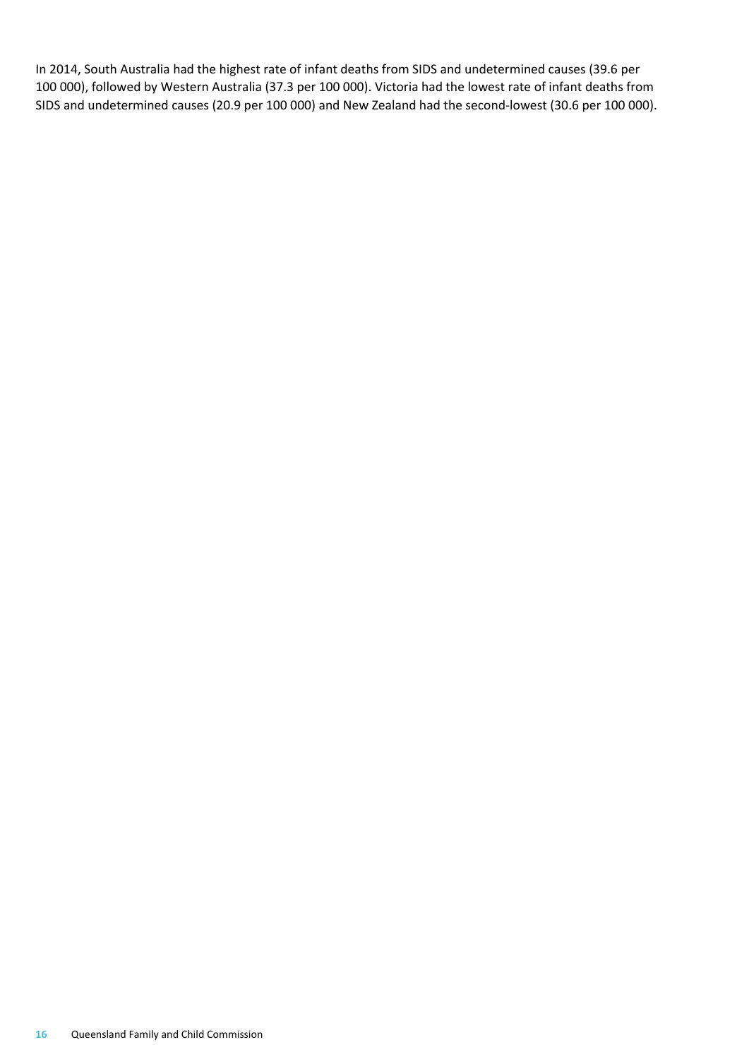In 2014, South Australia had the highest rate of infant deaths from SIDS and undetermined causes (39.6 per 100 000), followed by Western Australia (37.3 per 100 000). Victoria had the lowest rate of infant deaths from SIDS and undetermined causes (20.9 per 100 000) and New Zealand had the second-lowest (30.6 per 100 000).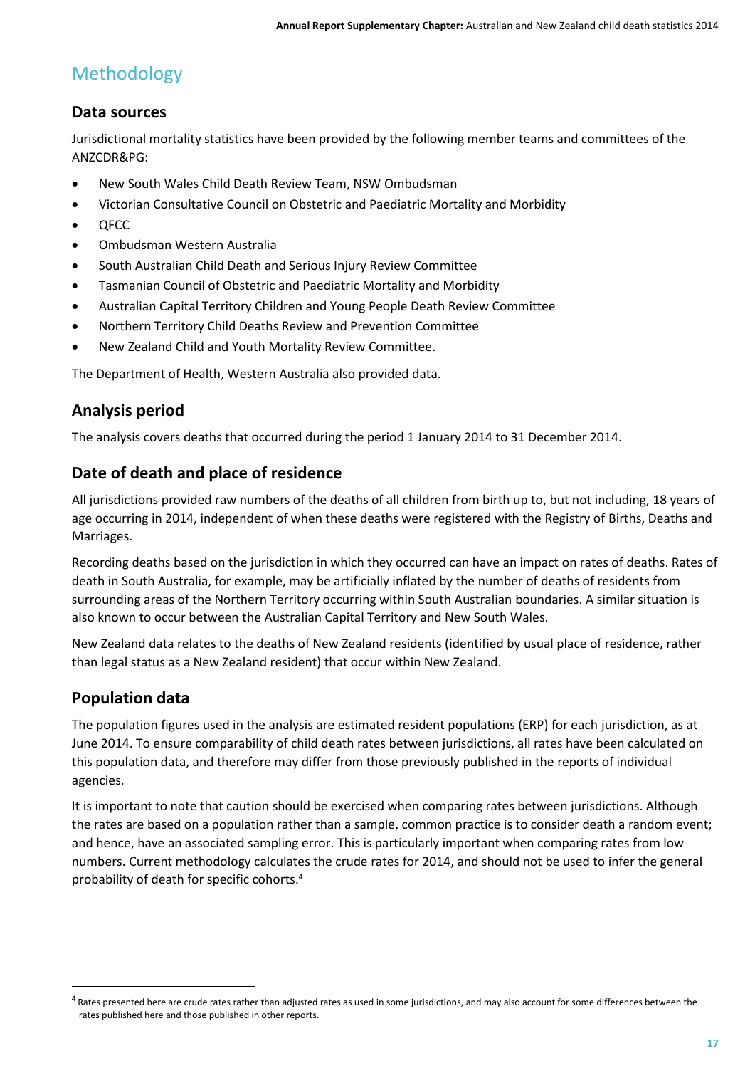# Methodology

## Data sources

Jurisdictional mortality statistics have been provided by the following member teams and committees of the ANZCDR&PG:

- New South Wales Child Death Review Team, NSW Ombudsman
- Victorian Consultative Council on Obstetric and Paediatric Mortality and Morbidity
- QFCC
- Ombudsman Western Australia
- South Australian Child Death and Serious Injury Review Committee
- Tasmanian Council of Obstetric and Paediatric Mortality and Morbidity
- Australian Capital Territory Children and Young People Death Review Committee
- Northern Territory Child Deaths Review and Prevention Committee
- New Zealand Child and Youth Mortality Review Committee.

The Department of Health, Western Australia also provided data.

## Analysis period

The analysis covers deaths that occurred during the period 1 January 2014 to 31 December 2014.

## Date of death and place of residence

All jurisdictions provided raw numbers of the deaths of all children from birth up to, but not including, 18 years of age occurring in 2014, independent of when these deaths were registered with the Registry of Births, Deaths and Marriages.

Recording deaths based on the jurisdiction in which they occurred can have an impact on rates of deaths. Rates of death in South Australia, for example, may be artificially inflated by the number of deaths of residents from surrounding areas of the Northern Territory occurring within South Australian boundaries. A similar situation is also known to occur between the Australian Capital Territory and New South Wales.

New Zealand data relates to the deaths of New Zealand residents (identified by usual place of residence, rather than legal status as a New Zealand resident) that occur within New Zealand.

## Population data

The population figures used in the analysis are estimated resident populations (ERP) for each jurisdiction, as at June 2014. To ensure comparability of child death rates between jurisdictions, all rates have been calculated on this population data, and therefore may differ from those previously published in the reports of individual agencies.

It is important to note that caution should be exercised when comparing rates between jurisdictions. Although the rates are based on a population rather than a sample, common practice is to consider death a random event; and hence, have an associated sampling error. This is particularly important when comparing rates from low numbers. Current methodology calculates the crude rates for 2014, and should not be used to infer the general probability of death for specific cohorts.[4]

---

[4] Rates presented here are crude rates rather than adjusted rates as used in some jurisdictions, and may also account for some differences between the rates published here and those published in other reports.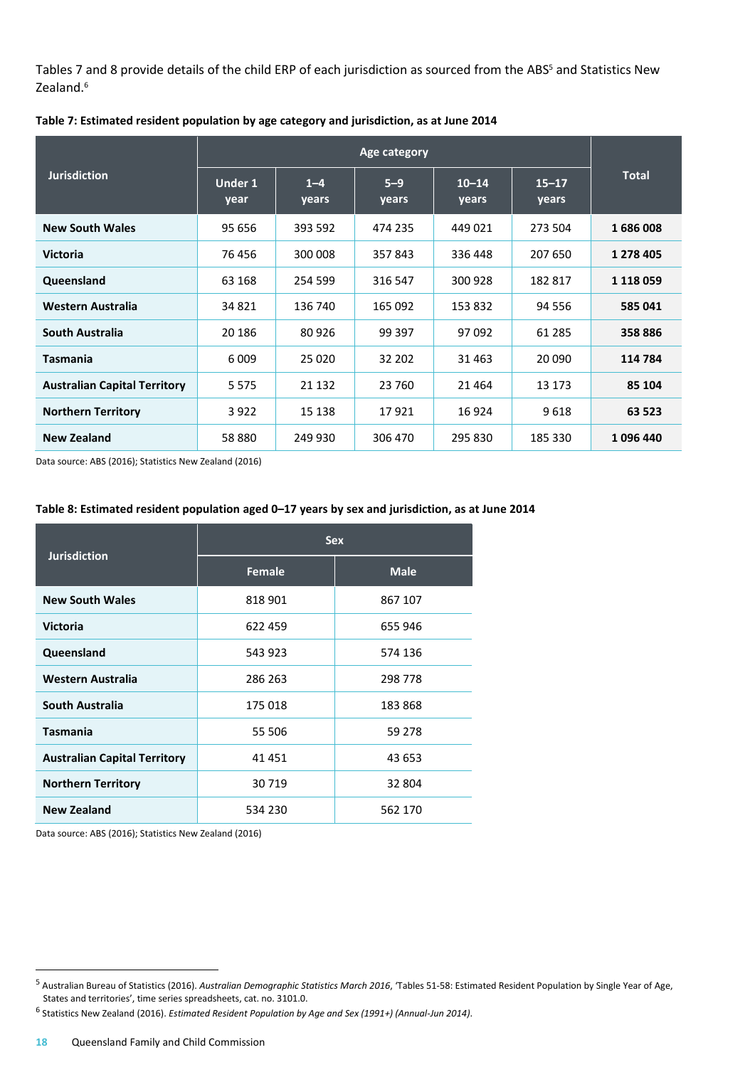Tables 7 and 8 provide details of the child ERP of each jurisdiction as sourced from the ABS[5] and Statistics New Zealand.[6]

**Table 7: Estimated resident population by age category and jurisdiction, as at June 2014**

| Jurisdiction | Age category | | | | | Total |
|---|---|---|---|---|---|---|
| | Under 1 year | 1–4 years | 5–9 years | 10–14 years | 15–17 years | |
| **New South Wales** | 95 656 | 393 592 | 474 235 | 449 021 | 273 504 | **1 686 008** |
| **Victoria** | 76 456 | 300 008 | 357 843 | 336 448 | 207 650 | **1 278 405** |
| **Queensland** | 63 168 | 254 599 | 316 547 | 300 928 | 182 817 | **1 118 059** |
| **Western Australia** | 34 821 | 136 740 | 165 092 | 153 832 | 94 556 | **585 041** |
| **South Australia** | 20 186 | 80 926 | 99 397 | 97 092 | 61 285 | **358 886** |
| **Tasmania** | 6 009 | 25 020 | 32 202 | 31 463 | 20 090 | **114 784** |
| **Australian Capital Territory** | 5 575 | 21 132 | 23 760 | 21 464 | 13 173 | **85 104** |
| **Northern Territory** | 3 922 | 15 138 | 17 921 | 16 924 | 9 618 | **63 523** |
| **New Zealand** | 58 880 | 249 930 | 306 470 | 295 830 | 185 330 | **1 096 440** |

Data source: ABS (2016); Statistics New Zealand (2016)

**Table 8: Estimated resident population aged 0–17 years by sex and jurisdiction, as at June 2014**

| Jurisdiction | Sex | |
|---|---|---|
| | Female | Male |
| **New South Wales** | 818 901 | 867 107 |
| **Victoria** | 622 459 | 655 946 |
| **Queensland** | 543 923 | 574 136 |
| **Western Australia** | 286 263 | 298 778 |
| **South Australia** | 175 018 | 183 868 |
| **Tasmania** | 55 506 | 59 278 |
| **Australian Capital Territory** | 41 451 | 43 653 |
| **Northern Territory** | 30 719 | 32 804 |
| **New Zealand** | 534 230 | 562 170 |

Data source: ABS (2016); Statistics New Zealand (2016)

---

[5] Australian Bureau of Statistics (2016). *Australian Demographic Statistics March 2016*, 'Tables 51-58: Estimated Resident Population by Single Year of Age, States and territories', time series spreadsheets, cat. no. 3101.0.

[6] Statistics New Zealand (2016). *Estimated Resident Population by Age and Sex (1991+) (Annual-Jun 2014).*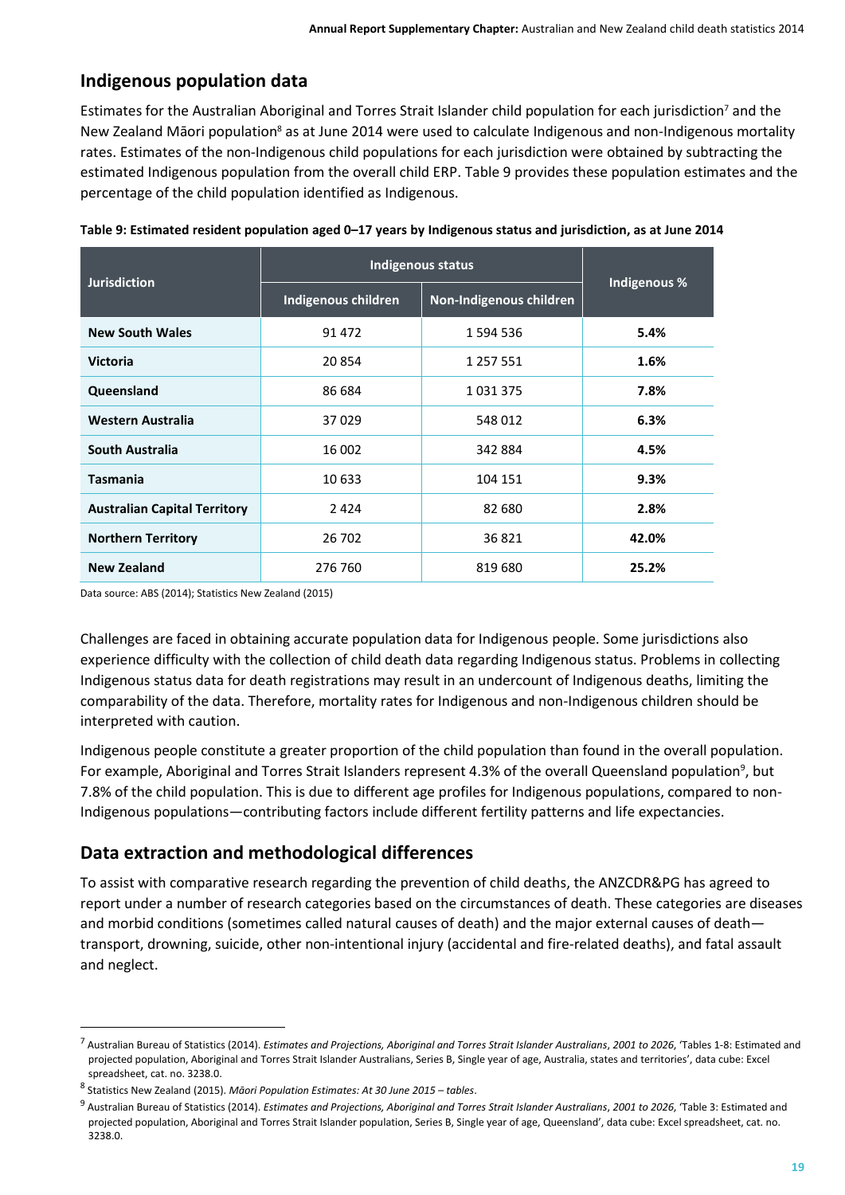## Indigenous population data

Estimates for the Australian Aboriginal and Torres Strait Islander child population for each jurisdiction[7] and the New Zealand Māori population[8] as at June 2014 were used to calculate Indigenous and non-Indigenous mortality rates. Estimates of the non-Indigenous child populations for each jurisdiction were obtained by subtracting the estimated Indigenous population from the overall child ERP. Table 9 provides these population estimates and the percentage of the child population identified as Indigenous.

**Table 9: Estimated resident population aged 0–17 years by Indigenous status and jurisdiction, as at June 2014**

| Jurisdiction | Indigenous status | | Indigenous % |
|---|---|---|---|
| | Indigenous children | Non-Indigenous children | |
| **New South Wales** | 91 472 | 1 594 536 | **5.4%** |
| **Victoria** | 20 854 | 1 257 551 | **1.6%** |
| **Queensland** | 86 684 | 1 031 375 | **7.8%** |
| **Western Australia** | 37 029 | 548 012 | **6.3%** |
| **South Australia** | 16 002 | 342 884 | **4.5%** |
| **Tasmania** | 10 633 | 104 151 | **9.3%** |
| **Australian Capital Territory** | 2 424 | 82 680 | **2.8%** |
| **Northern Territory** | 26 702 | 36 821 | **42.0%** |
| **New Zealand** | 276 760 | 819 680 | **25.2%** |

Data source: ABS (2014); Statistics New Zealand (2015)

Challenges are faced in obtaining accurate population data for Indigenous people. Some jurisdictions also experience difficulty with the collection of child death data regarding Indigenous status. Problems in collecting Indigenous status data for death registrations may result in an undercount of Indigenous deaths, limiting the comparability of the data. Therefore, mortality rates for Indigenous and non-Indigenous children should be interpreted with caution.

Indigenous people constitute a greater proportion of the child population than found in the overall population. For example, Aboriginal and Torres Strait Islanders represent 4.3% of the overall Queensland population[9], but 7.8% of the child population. This is due to different age profiles for Indigenous populations, compared to non-Indigenous populations—contributing factors include different fertility patterns and life expectancies.

## Data extraction and methodological differences

To assist with comparative research regarding the prevention of child deaths, the ANZCDR&PG has agreed to report under a number of research categories based on the circumstances of death. These categories are diseases and morbid conditions (sometimes called natural causes of death) and the major external causes of death—transport, drowning, suicide, other non-intentional injury (accidental and fire-related deaths), and fatal assault and neglect.

---

[7] Australian Bureau of Statistics (2014). *Estimates and Projections, Aboriginal and Torres Strait Islander Australians*, *2001 to 2026*, 'Tables 1-8: Estimated and projected population, Aboriginal and Torres Strait Islander Australians, Series B, Single year of age, Australia, states and territories', data cube: Excel spreadsheet, cat. no. 3238.0.

[8] Statistics New Zealand (2015). *Māori Population Estimates: At 30 June 2015 – tables*.

[9] Australian Bureau of Statistics (2014). *Estimates and Projections, Aboriginal and Torres Strait Islander Australians*, *2001 to 2026*, 'Table 3: Estimated and projected population, Aboriginal and Torres Strait Islander population, Series B, Single year of age, Queensland', data cube: Excel spreadsheet, cat. no. 3238.0.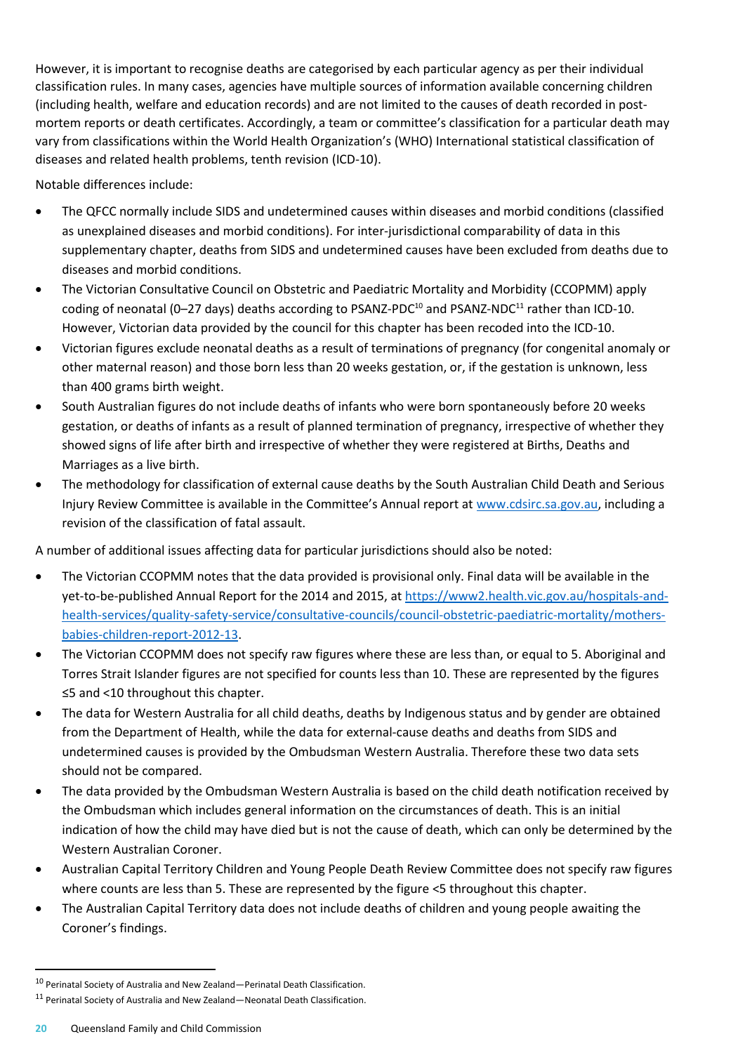However, it is important to recognise deaths are categorised by each particular agency as per their individual classification rules. In many cases, agencies have multiple sources of information available concerning children (including health, welfare and education records) and are not limited to the causes of death recorded in post-mortem reports or death certificates. Accordingly, a team or committee's classification for a particular death may vary from classifications within the World Health Organization's (WHO) International statistical classification of diseases and related health problems, tenth revision (ICD-10).

Notable differences include:

- The QFCC normally include SIDS and undetermined causes within diseases and morbid conditions (classified as unexplained diseases and morbid conditions). For inter-jurisdictional comparability of data in this supplementary chapter, deaths from SIDS and undetermined causes have been excluded from deaths due to diseases and morbid conditions.
- The Victorian Consultative Council on Obstetric and Paediatric Mortality and Morbidity (CCOPMM) apply coding of neonatal (0–27 days) deaths according to PSANZ-PDC[10] and PSANZ-NDC[11] rather than ICD-10. However, Victorian data provided by the council for this chapter has been recoded into the ICD-10.
- Victorian figures exclude neonatal deaths as a result of terminations of pregnancy (for congenital anomaly or other maternal reason) and those born less than 20 weeks gestation, or, if the gestation is unknown, less than 400 grams birth weight.
- South Australian figures do not include deaths of infants who were born spontaneously before 20 weeks gestation, or deaths of infants as a result of planned termination of pregnancy, irrespective of whether they showed signs of life after birth and irrespective of whether they were registered at Births, Deaths and Marriages as a live birth.
- The methodology for classification of external cause deaths by the South Australian Child Death and Serious Injury Review Committee is available in the Committee's Annual report at www.cdsirc.sa.gov.au, including a revision of the classification of fatal assault.

A number of additional issues affecting data for particular jurisdictions should also be noted:

- The Victorian CCOPMM notes that the data provided is provisional only. Final data will be available in the yet-to-be-published Annual Report for the 2014 and 2015, at https://www2.health.vic.gov.au/hospitals-and-health-services/quality-safety-service/consultative-councils/council-obstetric-paediatric-mortality/mothers-babies-children-report-2012-13.
- The Victorian CCOPMM does not specify raw figures where these are less than, or equal to 5. Aboriginal and Torres Strait Islander figures are not specified for counts less than 10. These are represented by the figures ≤5 and <10 throughout this chapter.
- The data for Western Australia for all child deaths, deaths by Indigenous status and by gender are obtained from the Department of Health, while the data for external-cause deaths and deaths from SIDS and undetermined causes is provided by the Ombudsman Western Australia. Therefore these two data sets should not be compared.
- The data provided by the Ombudsman Western Australia is based on the child death notification received by the Ombudsman which includes general information on the circumstances of death. This is an initial indication of how the child may have died but is not the cause of death, which can only be determined by the Western Australian Coroner.
- Australian Capital Territory Children and Young People Death Review Committee does not specify raw figures where counts are less than 5. These are represented by the figure <5 throughout this chapter.
- The Australian Capital Territory data does not include deaths of children and young people awaiting the Coroner's findings.

[10] Perinatal Society of Australia and New Zealand—Perinatal Death Classification.

[11] Perinatal Society of Australia and New Zealand—Neonatal Death Classification.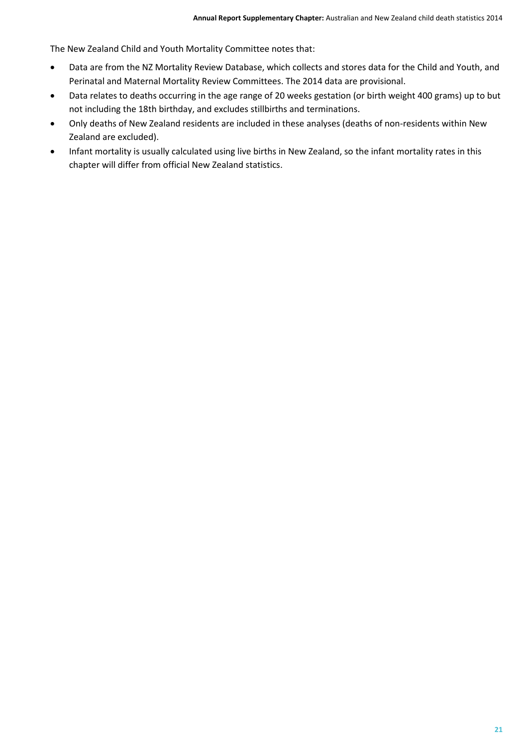The New Zealand Child and Youth Mortality Committee notes that:

- Data are from the NZ Mortality Review Database, which collects and stores data for the Child and Youth, and Perinatal and Maternal Mortality Review Committees. The 2014 data are provisional.
- Data relates to deaths occurring in the age range of 20 weeks gestation (or birth weight 400 grams) up to but not including the 18th birthday, and excludes stillbirths and terminations.
- Only deaths of New Zealand residents are included in these analyses (deaths of non-residents within New Zealand are excluded).
- Infant mortality is usually calculated using live births in New Zealand, so the infant mortality rates in this chapter will differ from official New Zealand statistics.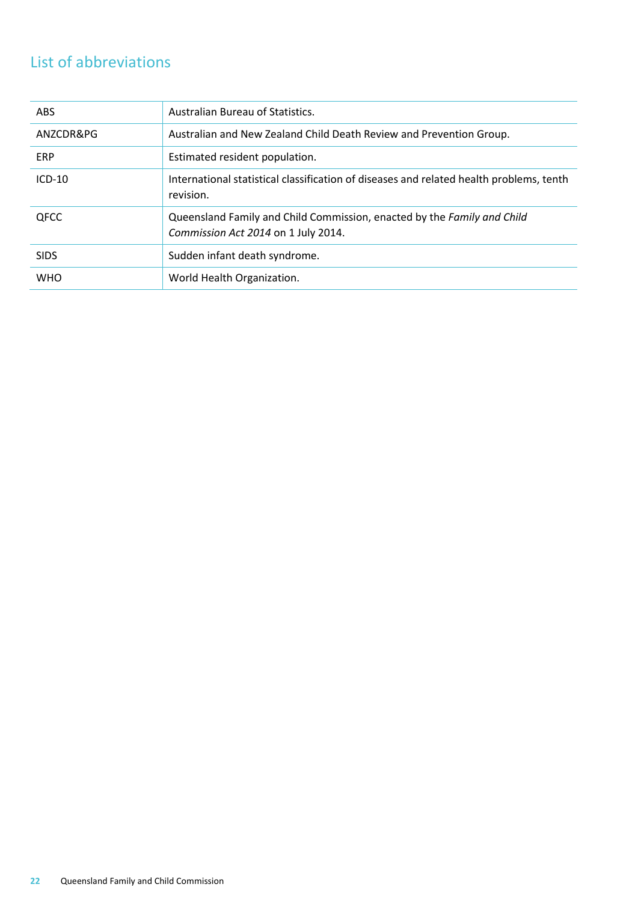## List of abbreviations

| | |
|---|---|
| ABS | Australian Bureau of Statistics. |
| ANZCDR&PG | Australian and New Zealand Child Death Review and Prevention Group. |
| ERP | Estimated resident population. |
| ICD-10 | International statistical classification of diseases and related health problems, tenth revision. |
| QFCC | Queensland Family and Child Commission, enacted by the *Family and Child Commission Act 2014* on 1 July 2014. |
| SIDS | Sudden infant death syndrome. |
| WHO | World Health Organization. |